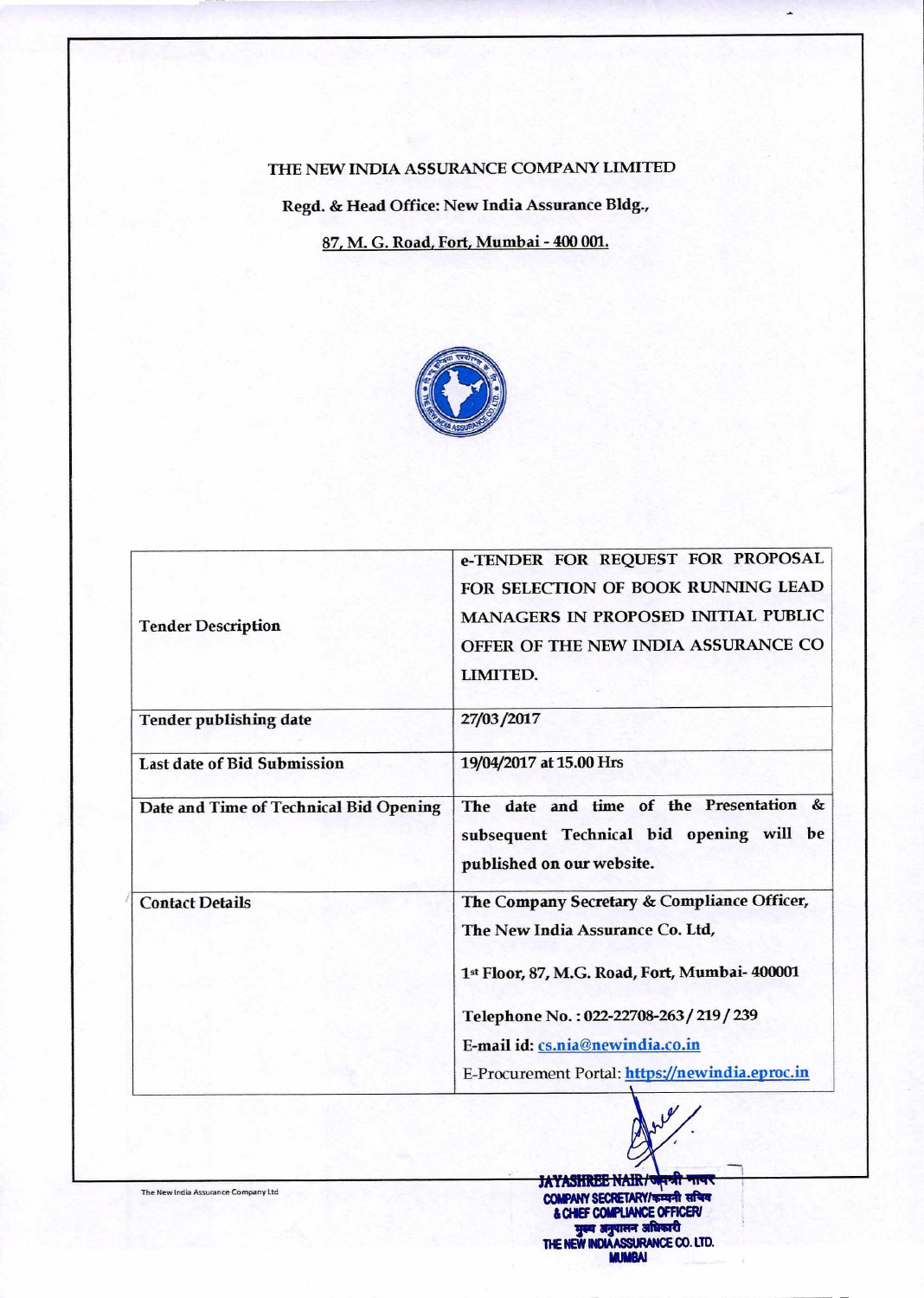# THE NEW INDIA ASSURANCE COMPANY LIMITED

**Regd. & Head Office: New India Assurance Bldg.,**

**87, M. G. Road, Fort, Mumbai - 400 001.**

| | |
|---|---|
| **Tender Description** | e-TENDER FOR REQUEST FOR PROPOSAL FOR SELECTION OF BOOK RUNNING LEAD MANAGERS IN PROPOSED INITIAL PUBLIC OFFER OF THE NEW INDIA ASSURANCE CO LIMITED. |
| **Tender publishing date** | 27/03/2017 |
| **Last date of Bid Submission** | 19/04/2017 at 15.00 Hrs |
| **Date and Time of Technical Bid Opening** | The date and time of the Presentation & subsequent Technical bid opening will be published on our website. |
| **Contact Details** | The Company Secretary & Compliance Officer,<br>The New India Assurance Co. Ltd,<br>1st Floor, 87, M.G. Road, Fort, Mumbai- 400001<br>Telephone No. : 022-22708-263 / 219 / 239<br>E-mail id: cs.nia@newindia.co.in<br>E-Procurement Portal: https://newindia.eproc.in |

JAYASHREE NAIR/जयश्री नायर
COMPANY SECRETARY/कम्पनी सचिव
& CHIEF COMPLIANCE OFFICER/
मुख्य अनुपालन अधिकारी
THE NEW INDIA ASSURANCE CO. LTD.
MUMBAI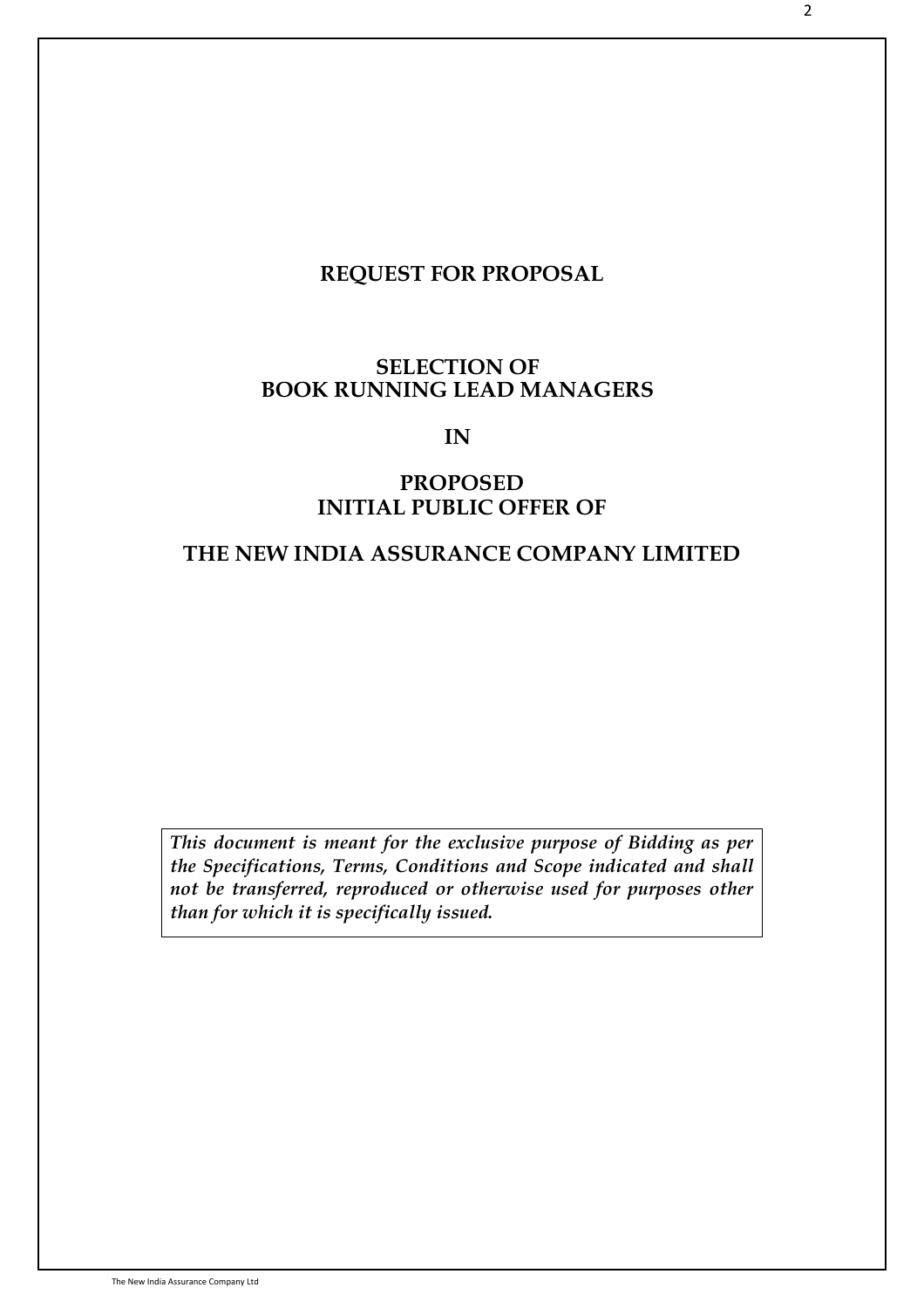# REQUEST FOR PROPOSAL

## SELECTION OF BOOK RUNNING LEAD MANAGERS

## IN

## PROPOSED INITIAL PUBLIC OFFER OF

## THE NEW INDIA ASSURANCE COMPANY LIMITED

***This document is meant for the exclusive purpose of Bidding as per the Specifications, Terms, Conditions and Scope indicated and shall not be transferred, reproduced or otherwise used for purposes other than for which it is specifically issued.***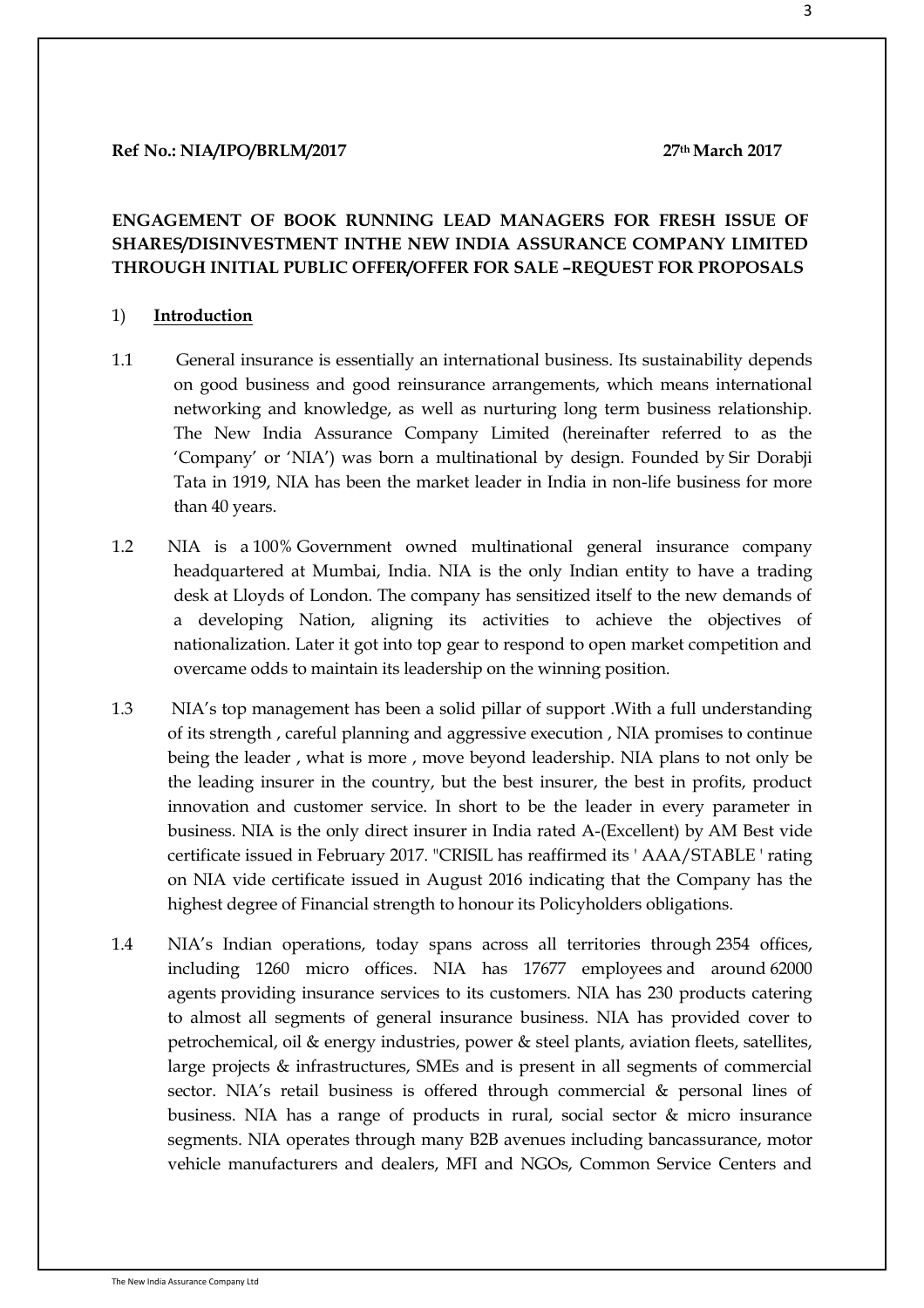**Ref No.: NIA/IPO/BRLM/2017** **27th March 2017**

**ENGAGEMENT OF BOOK RUNNING LEAD MANAGERS FOR FRESH ISSUE OF SHARES/DISINVESTMENT INTHE NEW INDIA ASSURANCE COMPANY LIMITED THROUGH INITIAL PUBLIC OFFER/OFFER FOR SALE –REQUEST FOR PROPOSALS**

1) **Introduction**

1.1 General insurance is essentially an international business. Its sustainability depends on good business and good reinsurance arrangements, which means international networking and knowledge, as well as nurturing long term business relationship. The New India Assurance Company Limited (hereinafter referred to as the 'Company' or 'NIA') was born a multinational by design. Founded by Sir Dorabji Tata in 1919, NIA has been the market leader in India in non-life business for more than 40 years.

1.2 NIA is a 100% Government owned multinational general insurance company headquartered at Mumbai, India. NIA is the only Indian entity to have a trading desk at Lloyds of London. The company has sensitized itself to the new demands of a developing Nation, aligning its activities to achieve the objectives of nationalization. Later it got into top gear to respond to open market competition and overcame odds to maintain its leadership on the winning position.

1.3 NIA's top management has been a solid pillar of support .With a full understanding of its strength , careful planning and aggressive execution , NIA promises to continue being the leader , what is more , move beyond leadership. NIA plans to not only be the leading insurer in the country, but the best insurer, the best in profits, product innovation and customer service. In short to be the leader in every parameter in business. NIA is the only direct insurer in India rated A-(Excellent) by AM Best vide certificate issued in February 2017. "CRISIL has reaffirmed its ' AAA/STABLE ' rating on NIA vide certificate issued in August 2016 indicating that the Company has the highest degree of Financial strength to honour its Policyholders obligations.

1.4 NIA's Indian operations, today spans across all territories through 2354 offices, including 1260 micro offices. NIA has 17677 employees and around 62000 agents providing insurance services to its customers. NIA has 230 products catering to almost all segments of general insurance business. NIA has provided cover to petrochemical, oil & energy industries, power & steel plants, aviation fleets, satellites, large projects & infrastructures, SMEs and is present in all segments of commercial sector. NIA's retail business is offered through commercial & personal lines of business. NIA has a range of products in rural, social sector & micro insurance segments. NIA operates through many B2B avenues including bancassurance, motor vehicle manufacturers and dealers, MFI and NGOs, Common Service Centers and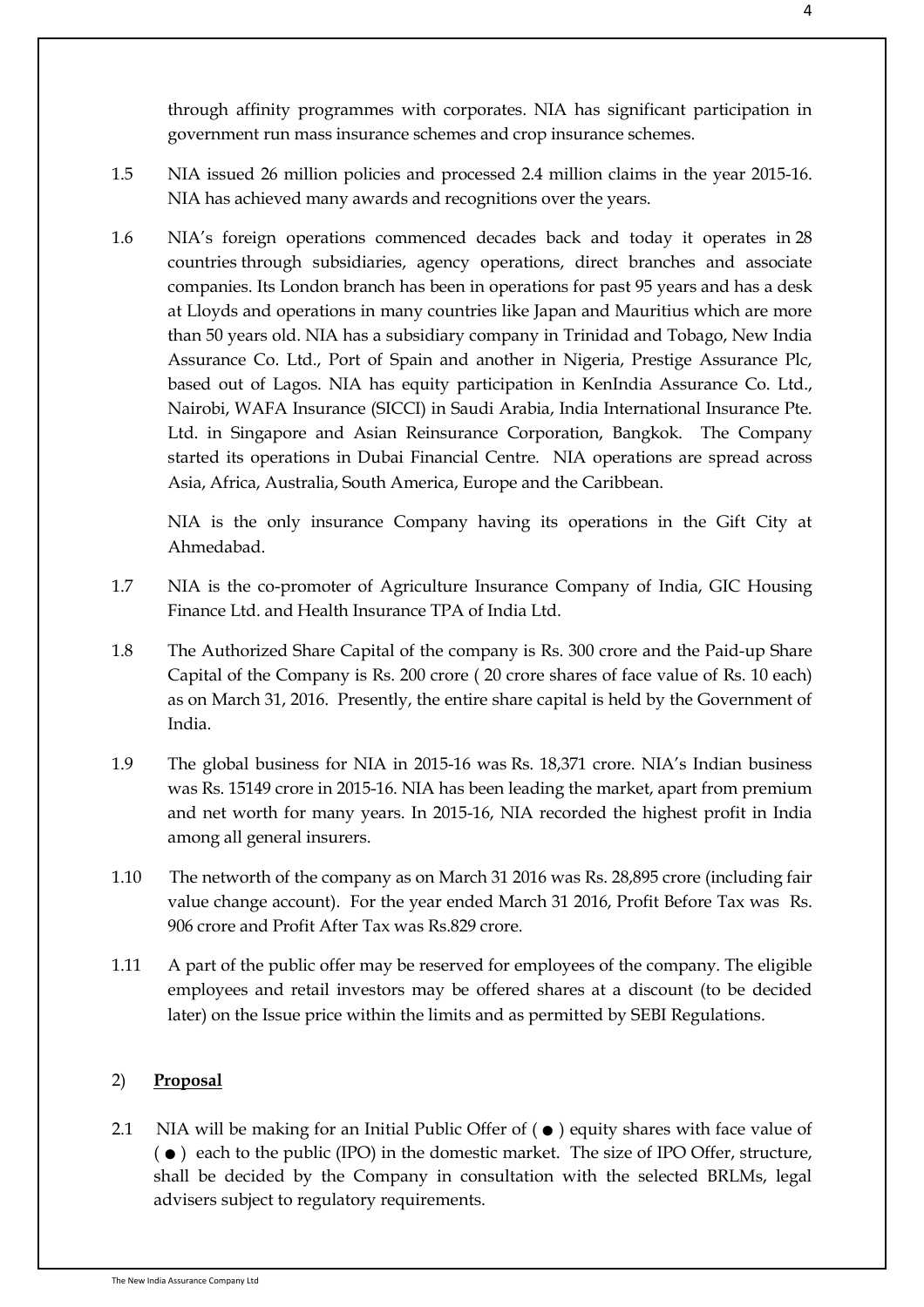through affinity programmes with corporates. NIA has significant participation in government run mass insurance schemes and crop insurance schemes.

1.5 NIA issued 26 million policies and processed 2.4 million claims in the year 2015-16. NIA has achieved many awards and recognitions over the years.

1.6 NIA's foreign operations commenced decades back and today it operates in 28 countries through subsidiaries, agency operations, direct branches and associate companies. Its London branch has been in operations for past 95 years and has a desk at Lloyds and operations in many countries like Japan and Mauritius which are more than 50 years old. NIA has a subsidiary company in Trinidad and Tobago, New India Assurance Co. Ltd., Port of Spain and another in Nigeria, Prestige Assurance Plc, based out of Lagos. NIA has equity participation in KenIndia Assurance Co. Ltd., Nairobi, WAFA Insurance (SICCI) in Saudi Arabia, India International Insurance Pte. Ltd. in Singapore and Asian Reinsurance Corporation, Bangkok. The Company started its operations in Dubai Financial Centre. NIA operations are spread across Asia, Africa, Australia, South America, Europe and the Caribbean.

NIA is the only insurance Company having its operations in the Gift City at Ahmedabad.

1.7 NIA is the co-promoter of Agriculture Insurance Company of India, GIC Housing Finance Ltd. and Health Insurance TPA of India Ltd.

1.8 The Authorized Share Capital of the company is Rs. 300 crore and the Paid-up Share Capital of the Company is Rs. 200 crore ( 20 crore shares of face value of Rs. 10 each) as on March 31, 2016. Presently, the entire share capital is held by the Government of India.

1.9 The global business for NIA in 2015-16 was Rs. 18,371 crore. NIA's Indian business was Rs. 15149 crore in 2015-16. NIA has been leading the market, apart from premium and net worth for many years. In 2015-16, NIA recorded the highest profit in India among all general insurers.

1.10 The networth of the company as on March 31 2016 was Rs. 28,895 crore (including fair value change account). For the year ended March 31 2016, Profit Before Tax was Rs. 906 crore and Profit After Tax was Rs.829 crore.

1.11 A part of the public offer may be reserved for employees of the company. The eligible employees and retail investors may be offered shares at a discount (to be decided later) on the Issue price within the limits and as permitted by SEBI Regulations.

2) **Proposal**

2.1 NIA will be making for an Initial Public Offer of ( ● ) equity shares with face value of ( ● ) each to the public (IPO) in the domestic market. The size of IPO Offer, structure, shall be decided by the Company in consultation with the selected BRLMs, legal advisers subject to regulatory requirements.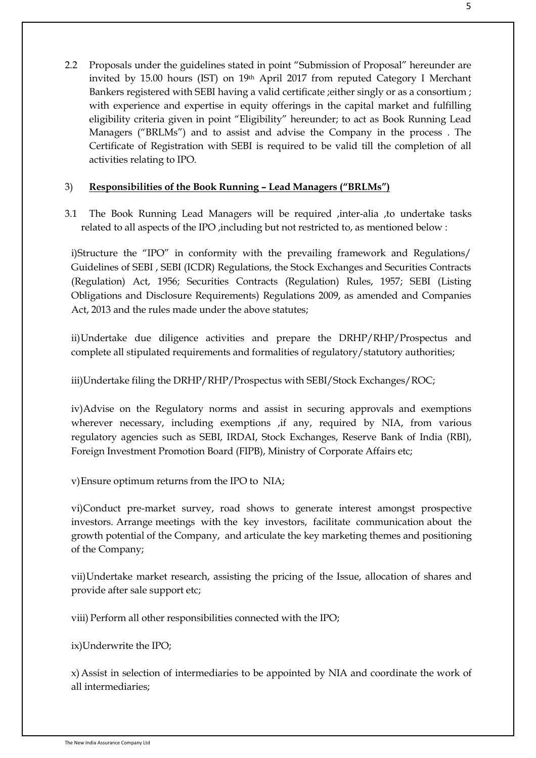2.2 Proposals under the guidelines stated in point "Submission of Proposal" hereunder are invited by 15.00 hours (IST) on 19th April 2017 from reputed Category I Merchant Bankers registered with SEBI having a valid certificate ;either singly or as a consortium ; with experience and expertise in equity offerings in the capital market and fulfilling eligibility criteria given in point "Eligibility" hereunder; to act as Book Running Lead Managers ("BRLMs") and to assist and advise the Company in the process . The Certificate of Registration with SEBI is required to be valid till the completion of all activities relating to IPO.

3) **Responsibilities of the Book Running – Lead Managers ("BRLMs")**

3.1 The Book Running Lead Managers will be required ,inter-alia ,to undertake tasks related to all aspects of the IPO ,including but not restricted to, as mentioned below :

i)Structure the "IPO" in conformity with the prevailing framework and Regulations/ Guidelines of SEBI , SEBI (ICDR) Regulations, the Stock Exchanges and Securities Contracts (Regulation) Act, 1956; Securities Contracts (Regulation) Rules, 1957; SEBI (Listing Obligations and Disclosure Requirements) Regulations 2009, as amended and Companies Act, 2013 and the rules made under the above statutes;

ii)Undertake due diligence activities and prepare the DRHP/RHP/Prospectus and complete all stipulated requirements and formalities of regulatory/statutory authorities;

iii)Undertake filing the DRHP/RHP/Prospectus with SEBI/Stock Exchanges/ROC;

iv)Advise on the Regulatory norms and assist in securing approvals and exemptions wherever necessary, including exemptions ,if any, required by NIA, from various regulatory agencies such as SEBI, IRDAI, Stock Exchanges, Reserve Bank of India (RBI), Foreign Investment Promotion Board (FIPB), Ministry of Corporate Affairs etc;

v)Ensure optimum returns from the IPO to NIA;

vi)Conduct pre-market survey, road shows to generate interest amongst prospective investors. Arrange meetings with the key investors, facilitate communication about the growth potential of the Company, and articulate the key marketing themes and positioning of the Company;

vii)Undertake market research, assisting the pricing of the Issue, allocation of shares and provide after sale support etc;

viii) Perform all other responsibilities connected with the IPO;

ix)Underwrite the IPO;

x) Assist in selection of intermediaries to be appointed by NIA and coordinate the work of all intermediaries;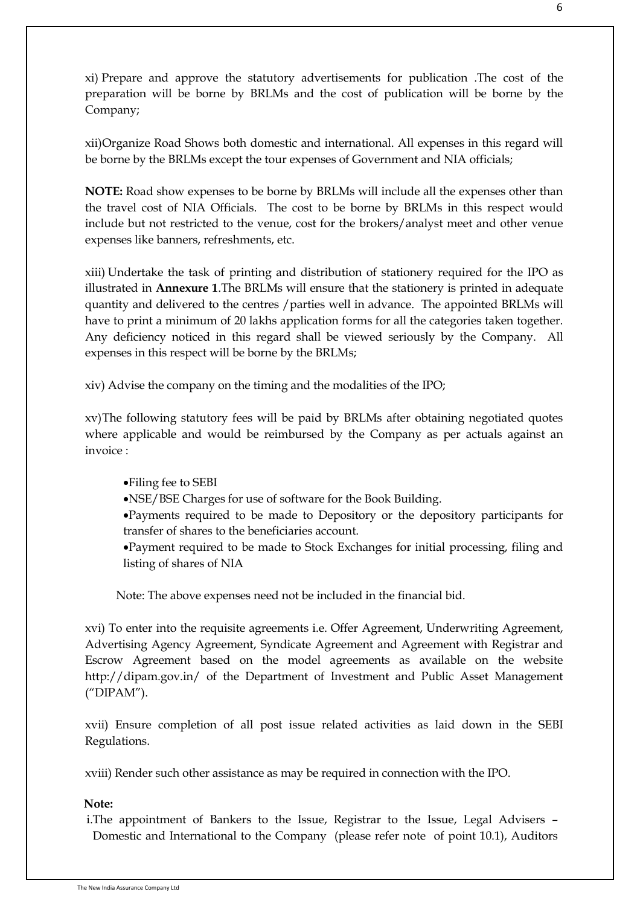xi) Prepare and approve the statutory advertisements for publication .The cost of the preparation will be borne by BRLMs and the cost of publication will be borne by the Company;

xii)Organize Road Shows both domestic and international. All expenses in this regard will be borne by the BRLMs except the tour expenses of Government and NIA officials;

**NOTE:** Road show expenses to be borne by BRLMs will include all the expenses other than the travel cost of NIA Officials. The cost to be borne by BRLMs in this respect would include but not restricted to the venue, cost for the brokers/analyst meet and other venue expenses like banners, refreshments, etc.

xiii) Undertake the task of printing and distribution of stationery required for the IPO as illustrated in **Annexure 1**.The BRLMs will ensure that the stationery is printed in adequate quantity and delivered to the centres /parties well in advance. The appointed BRLMs will have to print a minimum of 20 lakhs application forms for all the categories taken together. Any deficiency noticed in this regard shall be viewed seriously by the Company. All expenses in this respect will be borne by the BRLMs;

xiv) Advise the company on the timing and the modalities of the IPO;

xv)The following statutory fees will be paid by BRLMs after obtaining negotiated quotes where applicable and would be reimbursed by the Company as per actuals against an invoice :

- Filing fee to SEBI
- NSE/BSE Charges for use of software for the Book Building.
- Payments required to be made to Depository or the depository participants for transfer of shares to the beneficiaries account.
- Payment required to be made to Stock Exchanges for initial processing, filing and listing of shares of NIA

Note: The above expenses need not be included in the financial bid.

xvi) To enter into the requisite agreements i.e. Offer Agreement, Underwriting Agreement, Advertising Agency Agreement, Syndicate Agreement and Agreement with Registrar and Escrow Agreement based on the model agreements as available on the website http://dipam.gov.in/ of the Department of Investment and Public Asset Management ("DIPAM").

xvii) Ensure completion of all post issue related activities as laid down in the SEBI Regulations.

xviii) Render such other assistance as may be required in connection with the IPO.

**Note:**

i.The appointment of Bankers to the Issue, Registrar to the Issue, Legal Advisers – Domestic and International to the Company (please refer note of point 10.1), Auditors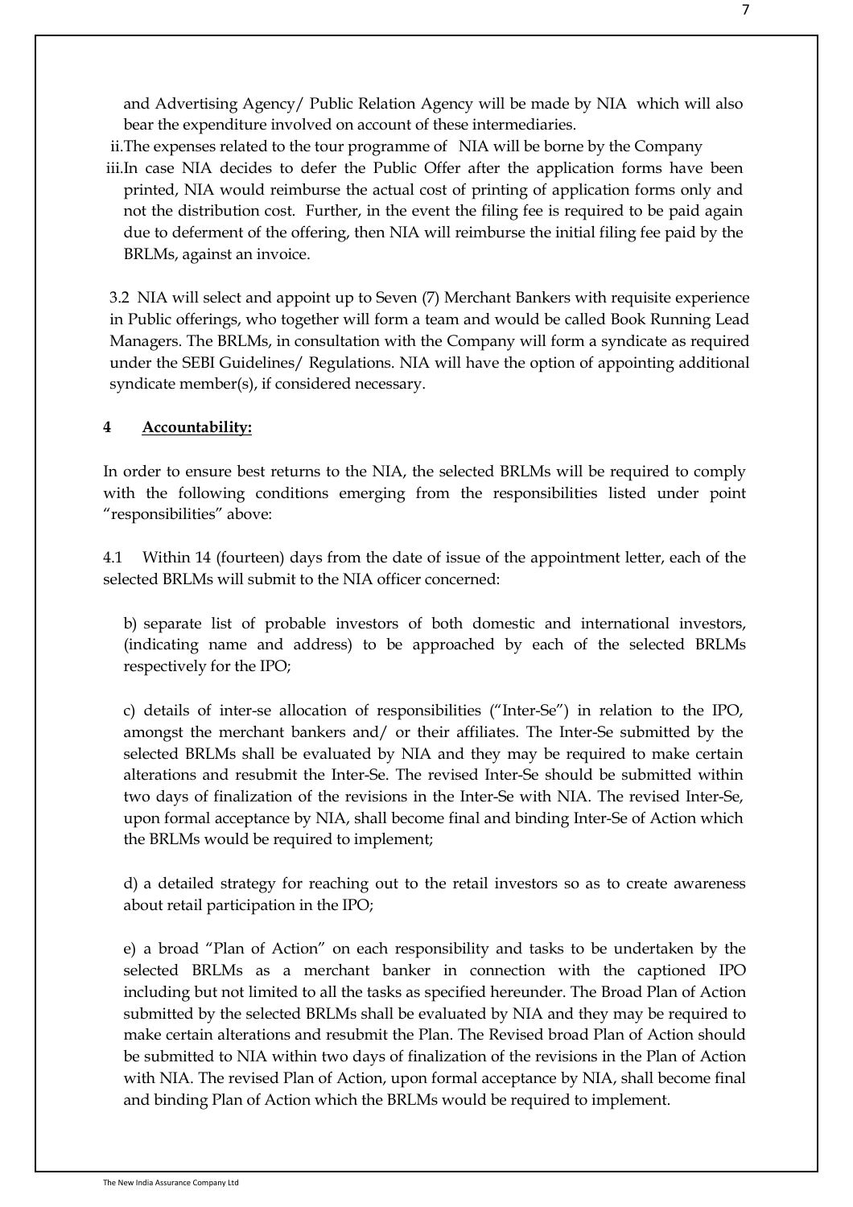and Advertising Agency/ Public Relation Agency will be made by NIA which will also bear the expenditure involved on account of these intermediaries.

ii. The expenses related to the tour programme of NIA will be borne by the Company

iii. In case NIA decides to defer the Public Offer after the application forms have been printed, NIA would reimburse the actual cost of printing of application forms only and not the distribution cost. Further, in the event the filing fee is required to be paid again due to deferment of the offering, then NIA will reimburse the initial filing fee paid by the BRLMs, against an invoice.

3.2 NIA will select and appoint up to Seven (7) Merchant Bankers with requisite experience in Public offerings, who together will form a team and would be called Book Running Lead Managers. The BRLMs, in consultation with the Company will form a syndicate as required under the SEBI Guidelines/ Regulations. NIA will have the option of appointing additional syndicate member(s), if considered necessary.

## 4 Accountability:

In order to ensure best returns to the NIA, the selected BRLMs will be required to comply with the following conditions emerging from the responsibilities listed under point "responsibilities" above:

4.1 Within 14 (fourteen) days from the date of issue of the appointment letter, each of the selected BRLMs will submit to the NIA officer concerned:

b) separate list of probable investors of both domestic and international investors, (indicating name and address) to be approached by each of the selected BRLMs respectively for the IPO;

c) details of inter-se allocation of responsibilities ("Inter-Se") in relation to the IPO, amongst the merchant bankers and/ or their affiliates. The Inter-Se submitted by the selected BRLMs shall be evaluated by NIA and they may be required to make certain alterations and resubmit the Inter-Se. The revised Inter-Se should be submitted within two days of finalization of the revisions in the Inter-Se with NIA. The revised Inter-Se, upon formal acceptance by NIA, shall become final and binding Inter-Se of Action which the BRLMs would be required to implement;

d) a detailed strategy for reaching out to the retail investors so as to create awareness about retail participation in the IPO;

e) a broad "Plan of Action" on each responsibility and tasks to be undertaken by the selected BRLMs as a merchant banker in connection with the captioned IPO including but not limited to all the tasks as specified hereunder. The Broad Plan of Action submitted by the selected BRLMs shall be evaluated by NIA and they may be required to make certain alterations and resubmit the Plan. The Revised broad Plan of Action should be submitted to NIA within two days of finalization of the revisions in the Plan of Action with NIA. The revised Plan of Action, upon formal acceptance by NIA, shall become final and binding Plan of Action which the BRLMs would be required to implement.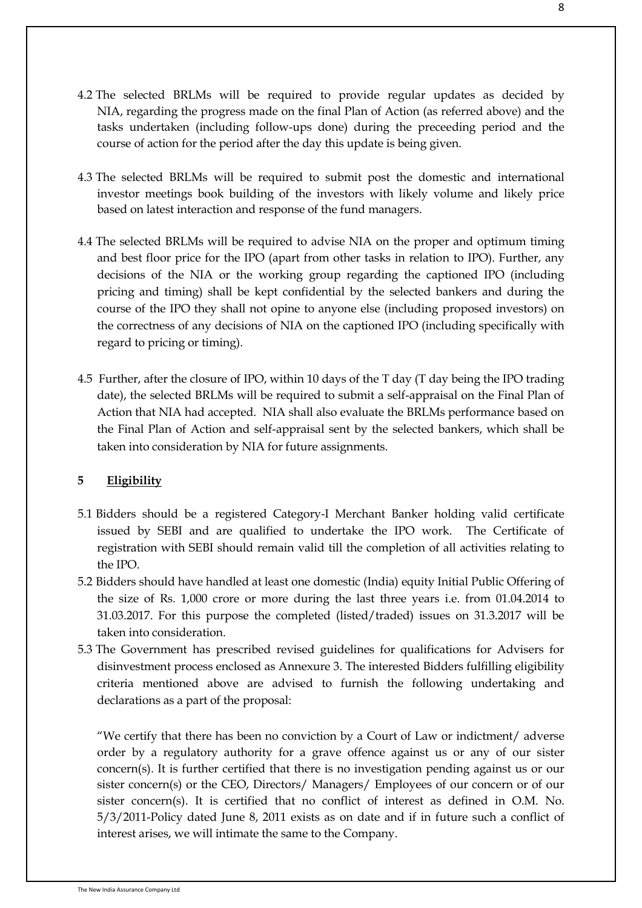4.2 The selected BRLMs will be required to provide regular updates as decided by NIA, regarding the progress made on the final Plan of Action (as referred above) and the tasks undertaken (including follow-ups done) during the preceeding period and the course of action for the period after the day this update is being given.

4.3 The selected BRLMs will be required to submit post the domestic and international investor meetings book building of the investors with likely volume and likely price based on latest interaction and response of the fund managers.

4.4 The selected BRLMs will be required to advise NIA on the proper and optimum timing and best floor price for the IPO (apart from other tasks in relation to IPO). Further, any decisions of the NIA or the working group regarding the captioned IPO (including pricing and timing) shall be kept confidential by the selected bankers and during the course of the IPO they shall not opine to anyone else (including proposed investors) on the correctness of any decisions of NIA on the captioned IPO (including specifically with regard to pricing or timing).

4.5 Further, after the closure of IPO, within 10 days of the T day (T day being the IPO trading date), the selected BRLMs will be required to submit a self-appraisal on the Final Plan of Action that NIA had accepted. NIA shall also evaluate the BRLMs performance based on the Final Plan of Action and self-appraisal sent by the selected bankers, which shall be taken into consideration by NIA for future assignments.

## 5 **Eligibility**

5.1 Bidders should be a registered Category-I Merchant Banker holding valid certificate issued by SEBI and are qualified to undertake the IPO work. The Certificate of registration with SEBI should remain valid till the completion of all activities relating to the IPO.

5.2 Bidders should have handled at least one domestic (India) equity Initial Public Offering of the size of Rs. 1,000 crore or more during the last three years i.e. from 01.04.2014 to 31.03.2017. For this purpose the completed (listed/traded) issues on 31.3.2017 will be taken into consideration.

5.3 The Government has prescribed revised guidelines for qualifications for Advisers for disinvestment process enclosed as Annexure 3. The interested Bidders fulfilling eligibility criteria mentioned above are advised to furnish the following undertaking and declarations as a part of the proposal:

"We certify that there has been no conviction by a Court of Law or indictment/ adverse order by a regulatory authority for a grave offence against us or any of our sister concern(s). It is further certified that there is no investigation pending against us or our sister concern(s) or the CEO, Directors/ Managers/ Employees of our concern or of our sister concern(s). It is certified that no conflict of interest as defined in O.M. No. 5/3/2011-Policy dated June 8, 2011 exists as on date and if in future such a conflict of interest arises, we will intimate the same to the Company.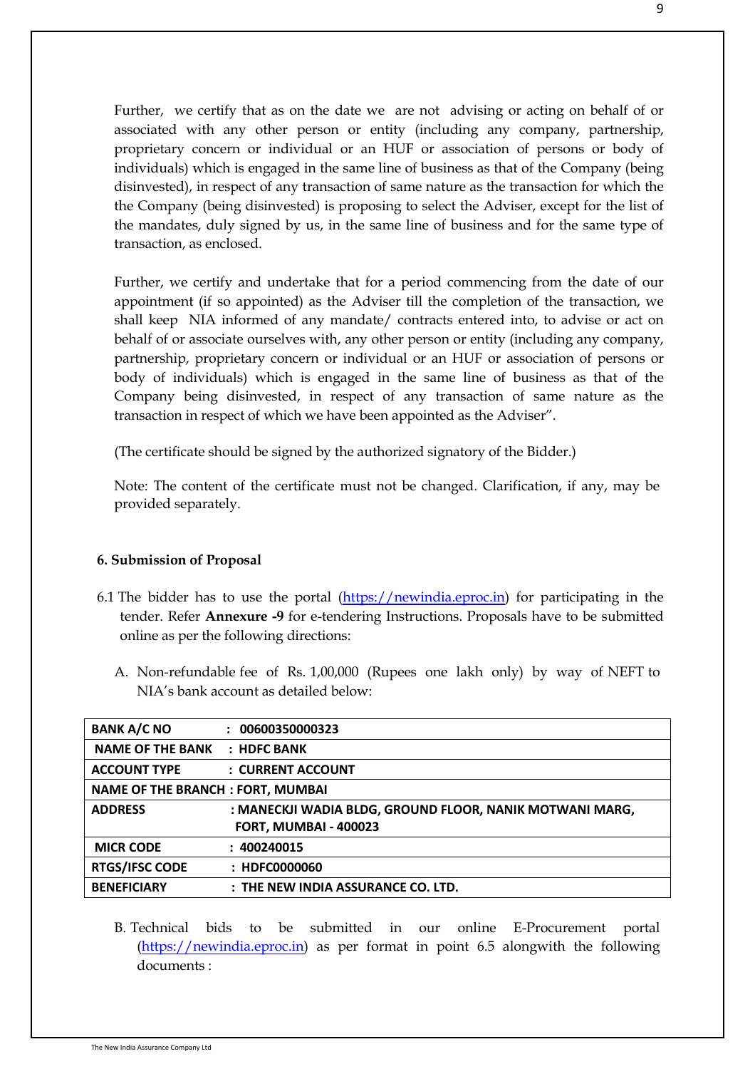Further, we certify that as on the date we are not advising or acting on behalf of or associated with any other person or entity (including any company, partnership, proprietary concern or individual or an HUF or association of persons or body of individuals) which is engaged in the same line of business as that of the Company (being disinvested), in respect of any transaction of same nature as the transaction for which the the Company (being disinvested) is proposing to select the Adviser, except for the list of the mandates, duly signed by us, in the same line of business and for the same type of transaction, as enclosed.

Further, we certify and undertake that for a period commencing from the date of our appointment (if so appointed) as the Adviser till the completion of the transaction, we shall keep NIA informed of any mandate/ contracts entered into, to advise or act on behalf of or associate ourselves with, any other person or entity (including any company, partnership, proprietary concern or individual or an HUF or association of persons or body of individuals) which is engaged in the same line of business as that of the Company being disinvested, in respect of any transaction of same nature as the transaction in respect of which we have been appointed as the Adviser".

(The certificate should be signed by the authorized signatory of the Bidder.)

Note: The content of the certificate must not be changed. Clarification, if any, may be provided separately.

**6. Submission of Proposal**

6.1 The bidder has to use the portal (https://newindia.eproc.in) for participating in the tender. Refer **Annexure -9** for e-tendering Instructions. Proposals have to be submitted online as per the following directions:

A. Non-refundable fee of Rs. 1,00,000 (Rupees one lakh only) by way of NEFT to NIA's bank account as detailed below:

| | |
|---|---|
| **BANK A/C NO** | **: 00600350000323** |
| **NAME OF THE BANK** | **: HDFC BANK** |
| **ACCOUNT TYPE** | **: CURRENT ACCOUNT** |
| **NAME OF THE BRANCH : FORT, MUMBAI** | |
| **ADDRESS** | **: MANECKJI WADIA BLDG, GROUND FLOOR, NANIK MOTWANI MARG, FORT, MUMBAI - 400023** |
| **MICR CODE** | **: 400240015** |
| **RTGS/IFSC CODE** | **: HDFC0000060** |
| **BENEFICIARY** | **: THE NEW INDIA ASSURANCE CO. LTD.** |

B. Technical bids to be submitted in our online E-Procurement portal (https://newindia.eproc.in) as per format in point 6.5 alongwith the following documents :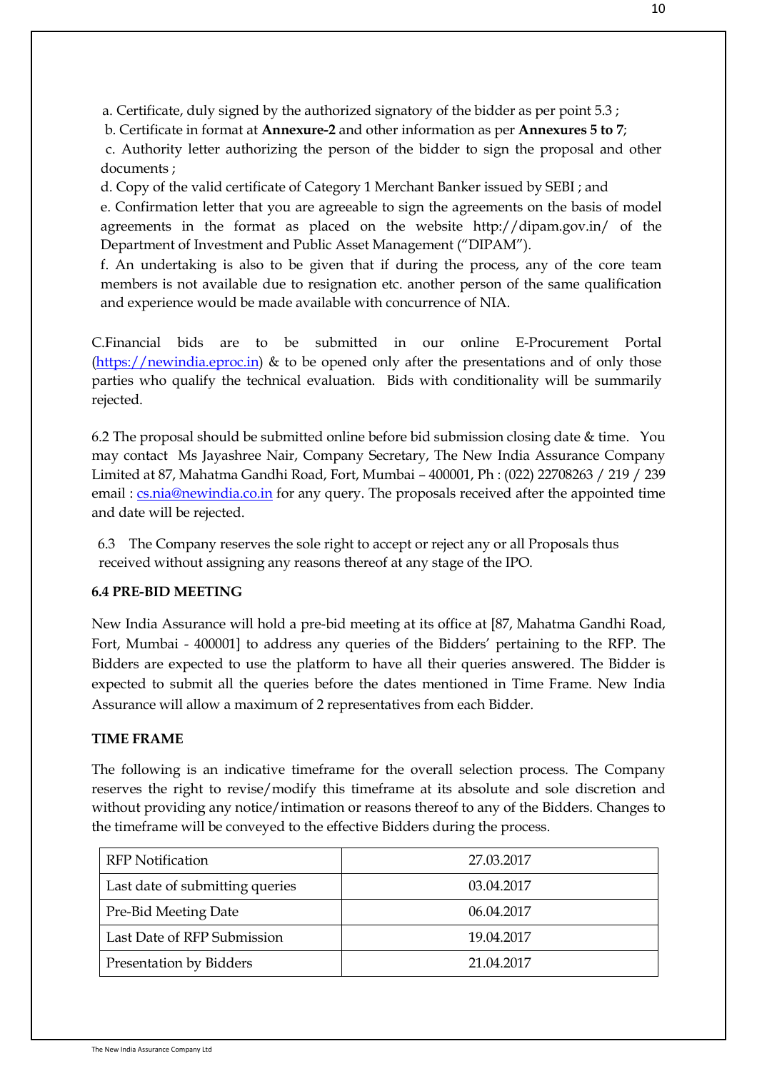a. Certificate, duly signed by the authorized signatory of the bidder as per point 5.3 ;

b. Certificate in format at **Annexure-2** and other information as per **Annexures 5 to 7**;

c. Authority letter authorizing the person of the bidder to sign the proposal and other documents ;

d. Copy of the valid certificate of Category 1 Merchant Banker issued by SEBI ; and

e. Confirmation letter that you are agreeable to sign the agreements on the basis of model agreements in the format as placed on the website http://dipam.gov.in/ of the Department of Investment and Public Asset Management ("DIPAM").

f. An undertaking is also to be given that if during the process, any of the core team members is not available due to resignation etc. another person of the same qualification and experience would be made available with concurrence of NIA.

C.Financial bids are to be submitted in our online E-Procurement Portal (https://newindia.eproc.in) & to be opened only after the presentations and of only those parties who qualify the technical evaluation. Bids with conditionality will be summarily rejected.

6.2 The proposal should be submitted online before bid submission closing date & time. You may contact Ms Jayashree Nair, Company Secretary, The New India Assurance Company Limited at 87, Mahatma Gandhi Road, Fort, Mumbai – 400001, Ph : (022) 22708263 / 219 / 239 email : cs.nia@newindia.co.in for any query. The proposals received after the appointed time and date will be rejected.

6.3 The Company reserves the sole right to accept or reject any or all Proposals thus received without assigning any reasons thereof at any stage of the IPO.

**6.4 PRE-BID MEETING**

New India Assurance will hold a pre-bid meeting at its office at [87, Mahatma Gandhi Road, Fort, Mumbai - 400001] to address any queries of the Bidders' pertaining to the RFP. The Bidders are expected to use the platform to have all their queries answered. The Bidder is expected to submit all the queries before the dates mentioned in Time Frame. New India Assurance will allow a maximum of 2 representatives from each Bidder.

**TIME FRAME**

The following is an indicative timeframe for the overall selection process. The Company reserves the right to revise/modify this timeframe at its absolute and sole discretion and without providing any notice/intimation or reasons thereof to any of the Bidders. Changes to the timeframe will be conveyed to the effective Bidders during the process.

| | |
|---|---|
| RFP Notification | 27.03.2017 |
| Last date of submitting queries | 03.04.2017 |
| Pre-Bid Meeting Date | 06.04.2017 |
| Last Date of RFP Submission | 19.04.2017 |
| Presentation by Bidders | 21.04.2017 |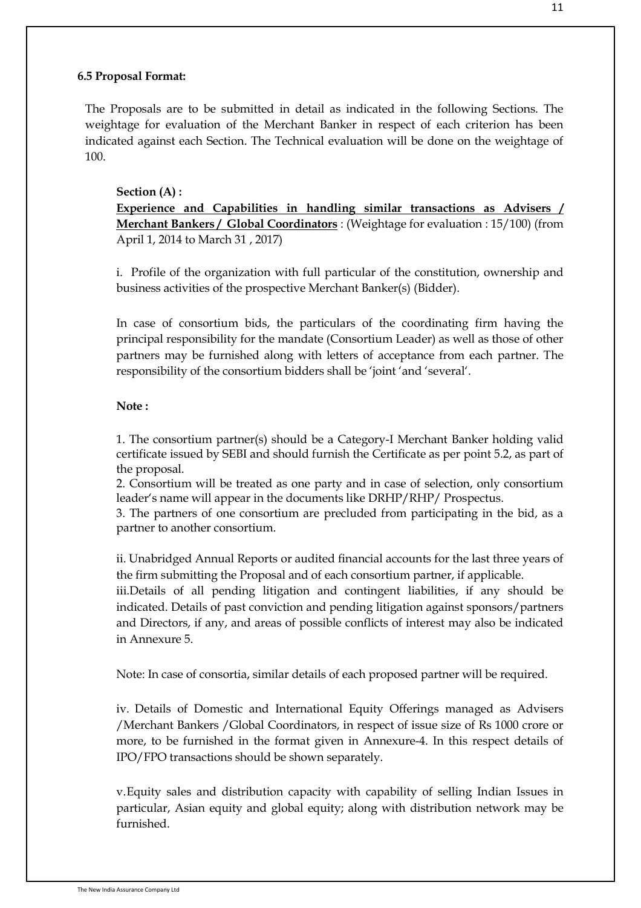**6.5 Proposal Format:**

The Proposals are to be submitted in detail as indicated in the following Sections. The weightage for evaluation of the Merchant Banker in respect of each criterion has been indicated against each Section. The Technical evaluation will be done on the weightage of 100.

**Section (A) :**

**Experience and Capabilities in handling similar transactions as Advisers / Merchant Bankers / Global Coordinators** : (Weightage for evaluation : 15/100) (from April 1, 2014 to March 31 , 2017)

i. Profile of the organization with full particular of the constitution, ownership and business activities of the prospective Merchant Banker(s) (Bidder).

In case of consortium bids, the particulars of the coordinating firm having the principal responsibility for the mandate (Consortium Leader) as well as those of other partners may be furnished along with letters of acceptance from each partner. The responsibility of the consortium bidders shall be 'joint 'and 'several'.

**Note :**

1. The consortium partner(s) should be a Category-I Merchant Banker holding valid certificate issued by SEBI and should furnish the Certificate as per point 5.2, as part of the proposal.
2. Consortium will be treated as one party and in case of selection, only consortium leader's name will appear in the documents like DRHP/RHP/ Prospectus.
3. The partners of one consortium are precluded from participating in the bid, as a partner to another consortium.

ii. Unabridged Annual Reports or audited financial accounts for the last three years of the firm submitting the Proposal and of each consortium partner, if applicable.
iii.Details of all pending litigation and contingent liabilities, if any should be indicated. Details of past conviction and pending litigation against sponsors/partners and Directors, if any, and areas of possible conflicts of interest may also be indicated in Annexure 5.

Note: In case of consortia, similar details of each proposed partner will be required.

iv. Details of Domestic and International Equity Offerings managed as Advisers /Merchant Bankers /Global Coordinators, in respect of issue size of Rs 1000 crore or more, to be furnished in the format given in Annexure-4. In this respect details of IPO/FPO transactions should be shown separately.

v.Equity sales and distribution capacity with capability of selling Indian Issues in particular, Asian equity and global equity; along with distribution network may be furnished.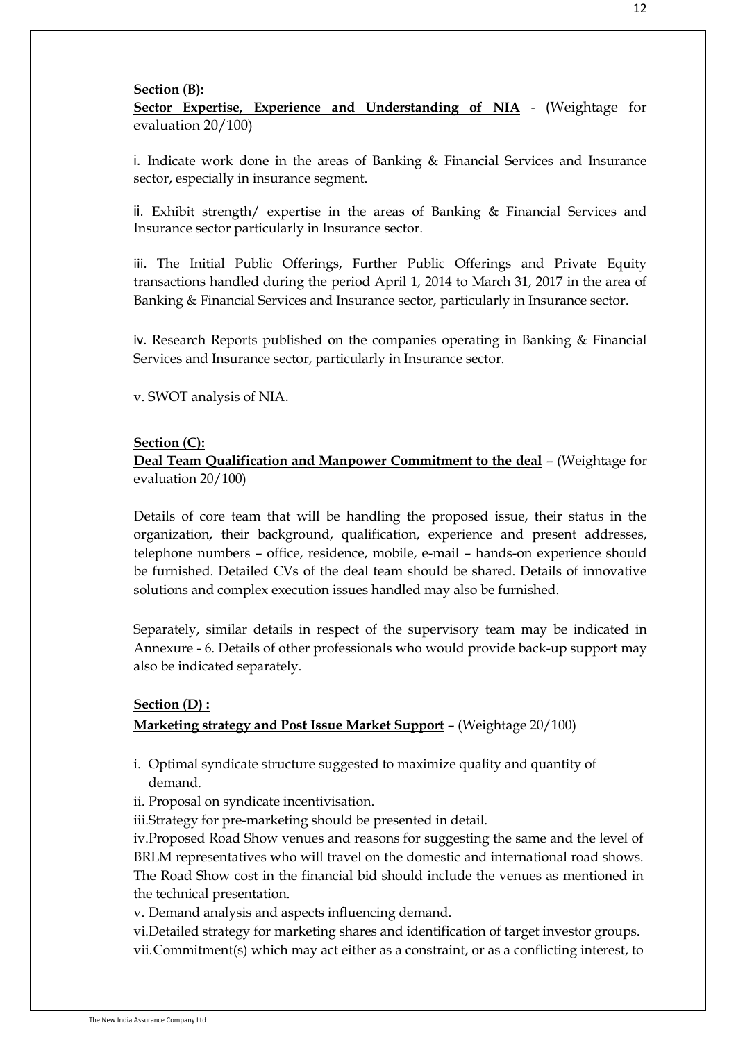**Section (B):**

**Sector Expertise, Experience and Understanding of NIA** - (Weightage for evaluation 20/100)

i. Indicate work done in the areas of Banking & Financial Services and Insurance sector, especially in insurance segment.

ii. Exhibit strength/ expertise in the areas of Banking & Financial Services and Insurance sector particularly in Insurance sector.

iii. The Initial Public Offerings, Further Public Offerings and Private Equity transactions handled during the period April 1, 2014 to March 31, 2017 in the area of Banking & Financial Services and Insurance sector, particularly in Insurance sector.

iv. Research Reports published on the companies operating in Banking & Financial Services and Insurance sector, particularly in Insurance sector.

v. SWOT analysis of NIA.

**Section (C):**

**Deal Team Qualification and Manpower Commitment to the deal** – (Weightage for evaluation 20/100)

Details of core team that will be handling the proposed issue, their status in the organization, their background, qualification, experience and present addresses, telephone numbers – office, residence, mobile, e-mail – hands-on experience should be furnished. Detailed CVs of the deal team should be shared. Details of innovative solutions and complex execution issues handled may also be furnished.

Separately, similar details in respect of the supervisory team may be indicated in Annexure - 6. Details of other professionals who would provide back-up support may also be indicated separately.

**Section (D) :**

**Marketing strategy and Post Issue Market Support** – (Weightage 20/100)

i. Optimal syndicate structure suggested to maximize quality and quantity of demand.

ii. Proposal on syndicate incentivisation.

iii. Strategy for pre-marketing should be presented in detail.

iv. Proposed Road Show venues and reasons for suggesting the same and the level of BRLM representatives who will travel on the domestic and international road shows. The Road Show cost in the financial bid should include the venues as mentioned in the technical presentation.

v. Demand analysis and aspects influencing demand.

vi. Detailed strategy for marketing shares and identification of target investor groups.

vii. Commitment(s) which may act either as a constraint, or as a conflicting interest, to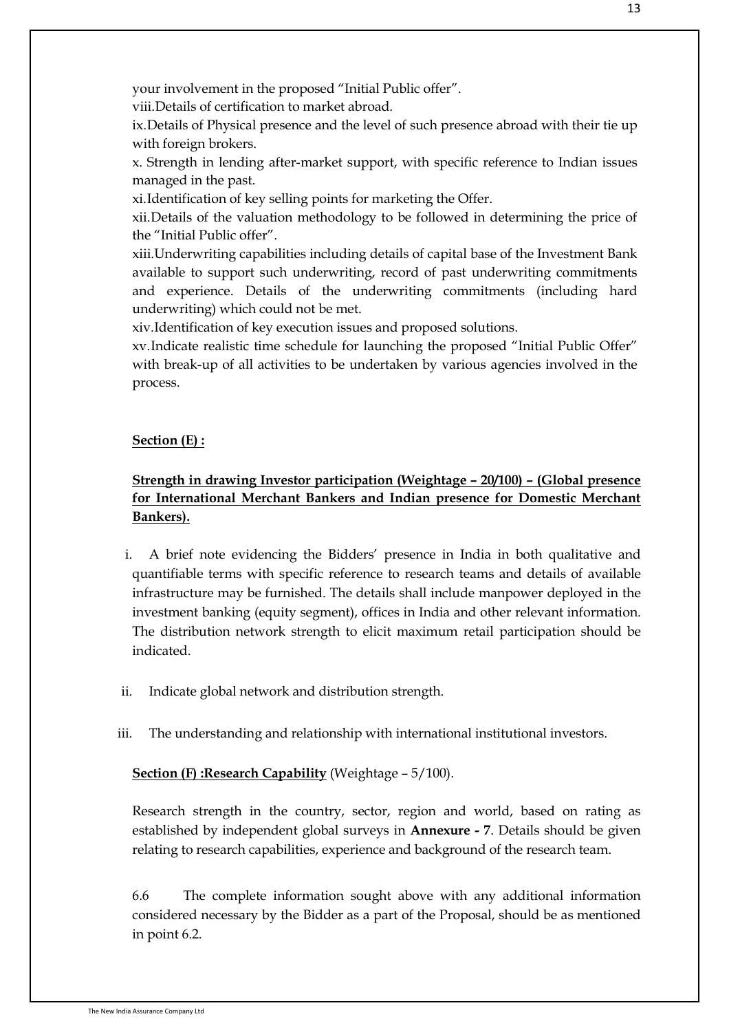your involvement in the proposed "Initial Public offer".

viii.Details of certification to market abroad.

ix.Details of Physical presence and the level of such presence abroad with their tie up with foreign brokers.

x. Strength in lending after-market support, with specific reference to Indian issues managed in the past.

xi.Identification of key selling points for marketing the Offer.

xii.Details of the valuation methodology to be followed in determining the price of the "Initial Public offer".

xiii.Underwriting capabilities including details of capital base of the Investment Bank available to support such underwriting, record of past underwriting commitments and experience. Details of the underwriting commitments (including hard underwriting) which could not be met.

xiv.Identification of key execution issues and proposed solutions.

xv.Indicate realistic time schedule for launching the proposed "Initial Public Offer" with break-up of all activities to be undertaken by various agencies involved in the process.

**Section (E) :**

**Strength in drawing Investor participation (Weightage – 20/100) – (Global presence for International Merchant Bankers and Indian presence for Domestic Merchant Bankers).**

i. A brief note evidencing the Bidders' presence in India in both qualitative and quantifiable terms with specific reference to research teams and details of available infrastructure may be furnished. The details shall include manpower deployed in the investment banking (equity segment), offices in India and other relevant information. The distribution network strength to elicit maximum retail participation should be indicated.

ii. Indicate global network and distribution strength.

iii. The understanding and relationship with international institutional investors.

**Section (F) :Research Capability** (Weightage – 5/100).

Research strength in the country, sector, region and world, based on rating as established by independent global surveys in **Annexure - 7**. Details should be given relating to research capabilities, experience and background of the research team.

6.6 The complete information sought above with any additional information considered necessary by the Bidder as a part of the Proposal, should be as mentioned in point 6.2.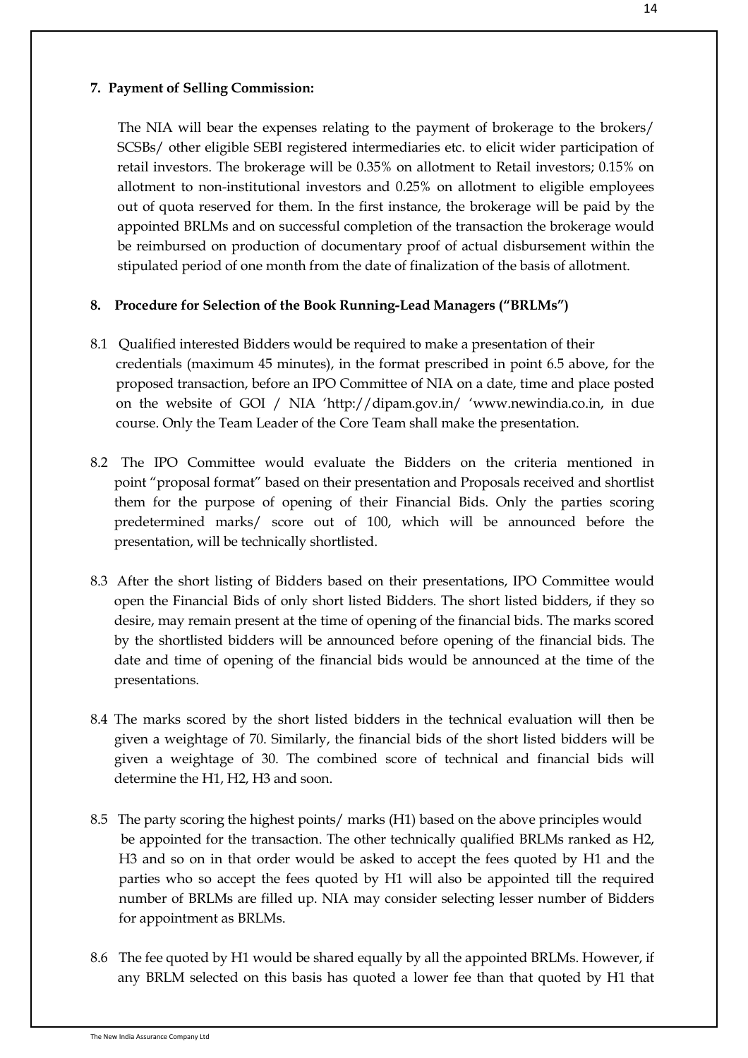**7. Payment of Selling Commission:**

The NIA will bear the expenses relating to the payment of brokerage to the brokers/ SCSBs/ other eligible SEBI registered intermediaries etc. to elicit wider participation of retail investors. The brokerage will be 0.35% on allotment to Retail investors; 0.15% on allotment to non-institutional investors and 0.25% on allotment to eligible employees out of quota reserved for them. In the first instance, the brokerage will be paid by the appointed BRLMs and on successful completion of the transaction the brokerage would be reimbursed on production of documentary proof of actual disbursement within the stipulated period of one month from the date of finalization of the basis of allotment.

**8. Procedure for Selection of the Book Running-Lead Managers ("BRLMs")**

8.1 Qualified interested Bidders would be required to make a presentation of their credentials (maximum 45 minutes), in the format prescribed in point 6.5 above, for the proposed transaction, before an IPO Committee of NIA on a date, time and place posted on the website of GOI / NIA 'http://dipam.gov.in/ 'www.newindia.co.in, in due course. Only the Team Leader of the Core Team shall make the presentation.

8.2 The IPO Committee would evaluate the Bidders on the criteria mentioned in point "proposal format" based on their presentation and Proposals received and shortlist them for the purpose of opening of their Financial Bids. Only the parties scoring predetermined marks/ score out of 100, which will be announced before the presentation, will be technically shortlisted.

8.3 After the short listing of Bidders based on their presentations, IPO Committee would open the Financial Bids of only short listed Bidders. The short listed bidders, if they so desire, may remain present at the time of opening of the financial bids. The marks scored by the shortlisted bidders will be announced before opening of the financial bids. The date and time of opening of the financial bids would be announced at the time of the presentations.

8.4 The marks scored by the short listed bidders in the technical evaluation will then be given a weightage of 70. Similarly, the financial bids of the short listed bidders will be given a weightage of 30. The combined score of technical and financial bids will determine the H1, H2, H3 and soon.

8.5 The party scoring the highest points/ marks (H1) based on the above principles would be appointed for the transaction. The other technically qualified BRLMs ranked as H2, H3 and so on in that order would be asked to accept the fees quoted by H1 and the parties who so accept the fees quoted by H1 will also be appointed till the required number of BRLMs are filled up. NIA may consider selecting lesser number of Bidders for appointment as BRLMs.

8.6 The fee quoted by H1 would be shared equally by all the appointed BRLMs. However, if any BRLM selected on this basis has quoted a lower fee than that quoted by H1 that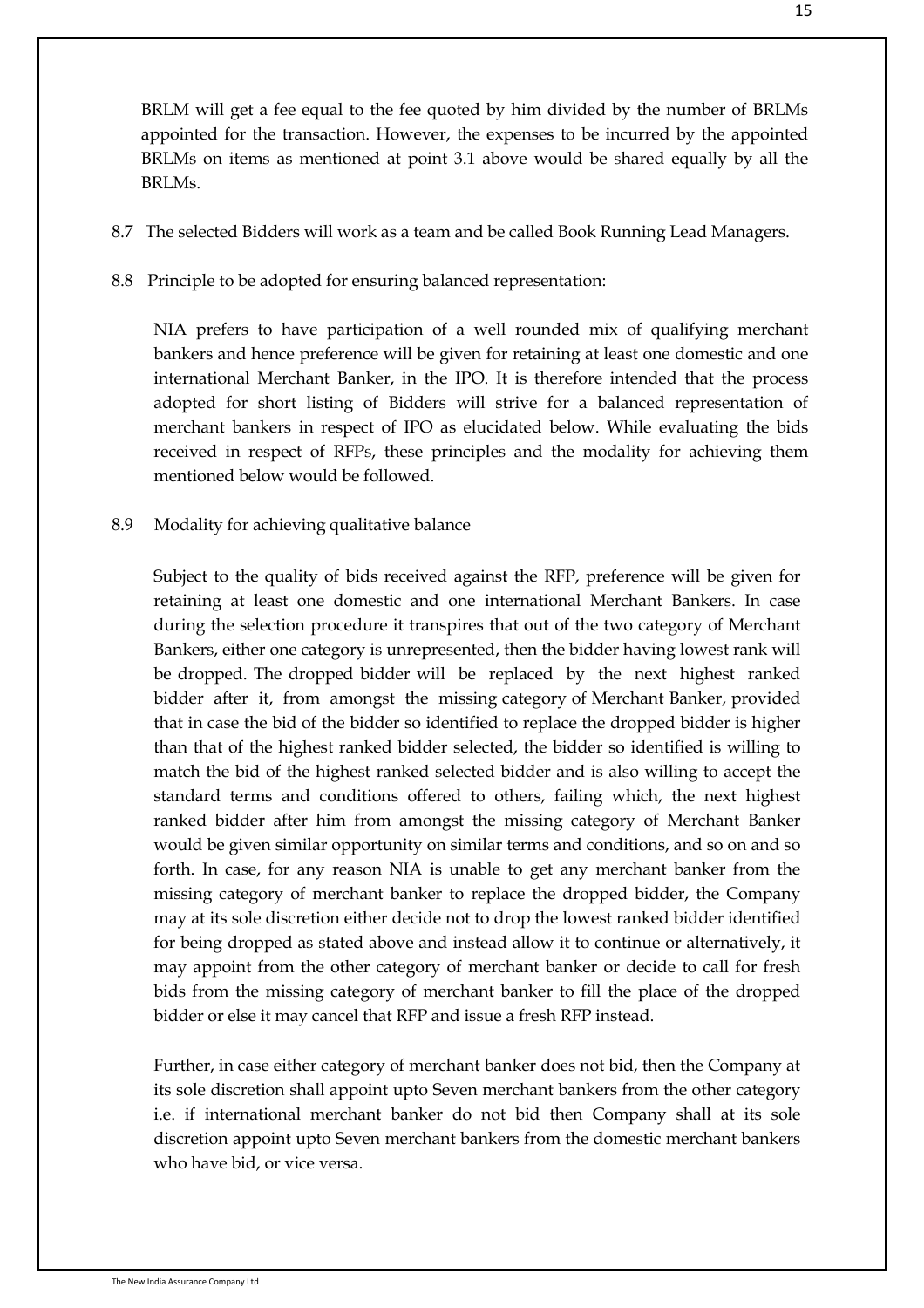BRLM will get a fee equal to the fee quoted by him divided by the number of BRLMs appointed for the transaction. However, the expenses to be incurred by the appointed BRLMs on items as mentioned at point 3.1 above would be shared equally by all the BRLMs.

8.7 The selected Bidders will work as a team and be called Book Running Lead Managers.

8.8 Principle to be adopted for ensuring balanced representation:

NIA prefers to have participation of a well rounded mix of qualifying merchant bankers and hence preference will be given for retaining at least one domestic and one international Merchant Banker, in the IPO. It is therefore intended that the process adopted for short listing of Bidders will strive for a balanced representation of merchant bankers in respect of IPO as elucidated below. While evaluating the bids received in respect of RFPs, these principles and the modality for achieving them mentioned below would be followed.

8.9 Modality for achieving qualitative balance

Subject to the quality of bids received against the RFP, preference will be given for retaining at least one domestic and one international Merchant Bankers. In case during the selection procedure it transpires that out of the two category of Merchant Bankers, either one category is unrepresented, then the bidder having lowest rank will be dropped. The dropped bidder will be replaced by the next highest ranked bidder after it, from amongst the missing category of Merchant Banker, provided that in case the bid of the bidder so identified to replace the dropped bidder is higher than that of the highest ranked bidder selected, the bidder so identified is willing to match the bid of the highest ranked selected bidder and is also willing to accept the standard terms and conditions offered to others, failing which, the next highest ranked bidder after him from amongst the missing category of Merchant Banker would be given similar opportunity on similar terms and conditions, and so on and so forth. In case, for any reason NIA is unable to get any merchant banker from the missing category of merchant banker to replace the dropped bidder, the Company may at its sole discretion either decide not to drop the lowest ranked bidder identified for being dropped as stated above and instead allow it to continue or alternatively, it may appoint from the other category of merchant banker or decide to call for fresh bids from the missing category of merchant banker to fill the place of the dropped bidder or else it may cancel that RFP and issue a fresh RFP instead.

Further, in case either category of merchant banker does not bid, then the Company at its sole discretion shall appoint upto Seven merchant bankers from the other category i.e. if international merchant banker do not bid then Company shall at its sole discretion appoint upto Seven merchant bankers from the domestic merchant bankers who have bid, or vice versa.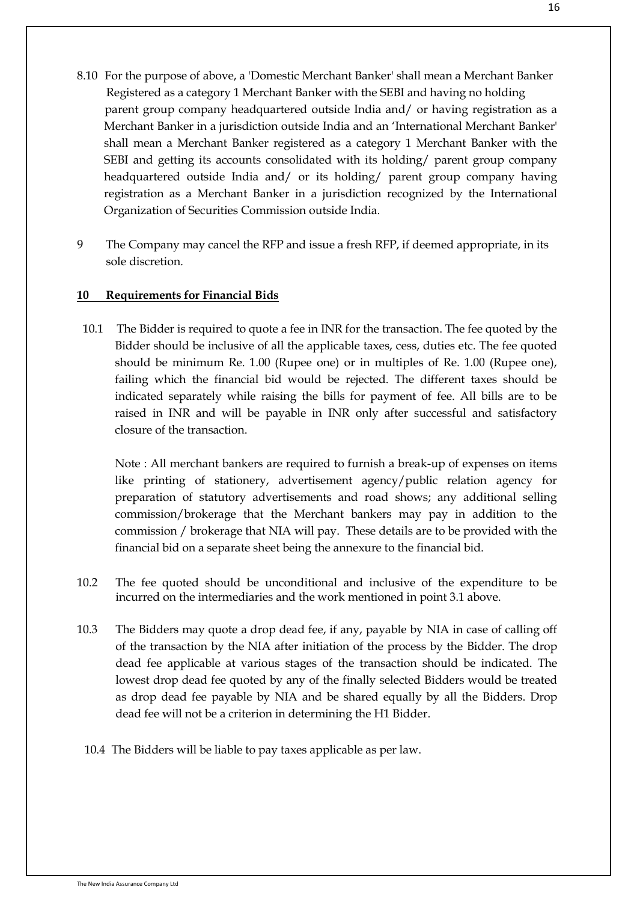8.10 For the purpose of above, a 'Domestic Merchant Banker' shall mean a Merchant Banker Registered as a category 1 Merchant Banker with the SEBI and having no holding parent group company headquartered outside India and/ or having registration as a Merchant Banker in a jurisdiction outside India and an 'International Merchant Banker' shall mean a Merchant Banker registered as a category 1 Merchant Banker with the SEBI and getting its accounts consolidated with its holding/ parent group company headquartered outside India and/ or its holding/ parent group company having registration as a Merchant Banker in a jurisdiction recognized by the International Organization of Securities Commission outside India.

9 The Company may cancel the RFP and issue a fresh RFP, if deemed appropriate, in its sole discretion.

**10 Requirements for Financial Bids**

10.1 The Bidder is required to quote a fee in INR for the transaction. The fee quoted by the Bidder should be inclusive of all the applicable taxes, cess, duties etc. The fee quoted should be minimum Re. 1.00 (Rupee one) or in multiples of Re. 1.00 (Rupee one), failing which the financial bid would be rejected. The different taxes should be indicated separately while raising the bills for payment of fee. All bills are to be raised in INR and will be payable in INR only after successful and satisfactory closure of the transaction.

Note : All merchant bankers are required to furnish a break-up of expenses on items like printing of stationery, advertisement agency/public relation agency for preparation of statutory advertisements and road shows; any additional selling commission/brokerage that the Merchant bankers may pay in addition to the commission / brokerage that NIA will pay. These details are to be provided with the financial bid on a separate sheet being the annexure to the financial bid.

10.2 The fee quoted should be unconditional and inclusive of the expenditure to be incurred on the intermediaries and the work mentioned in point 3.1 above.

10.3 The Bidders may quote a drop dead fee, if any, payable by NIA in case of calling off of the transaction by the NIA after initiation of the process by the Bidder. The drop dead fee applicable at various stages of the transaction should be indicated. The lowest drop dead fee quoted by any of the finally selected Bidders would be treated as drop dead fee payable by NIA and be shared equally by all the Bidders. Drop dead fee will not be a criterion in determining the H1 Bidder.

10.4 The Bidders will be liable to pay taxes applicable as per law.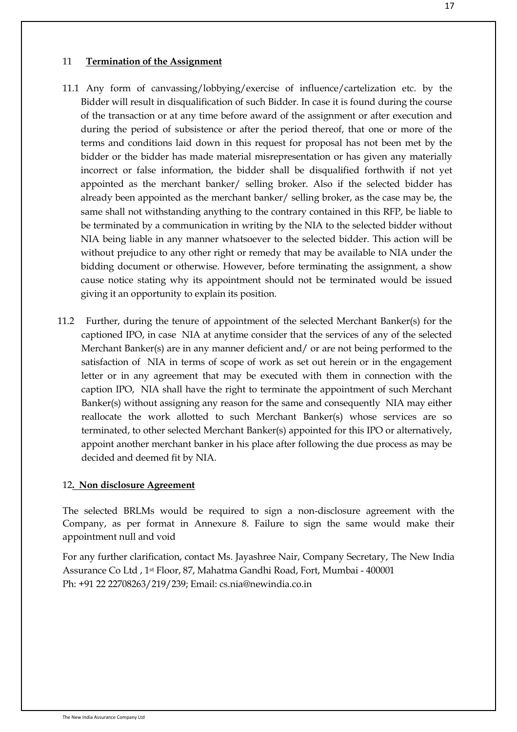## 11 **Termination of the Assignment**

11.1 Any form of canvassing/lobbying/exercise of influence/cartelization etc. by the Bidder will result in disqualification of such Bidder. In case it is found during the course of the transaction or at any time before award of the assignment or after execution and during the period of subsistence or after the period thereof, that one or more of the terms and conditions laid down in this request for proposal has not been met by the bidder or the bidder has made material misrepresentation or has given any materially incorrect or false information, the bidder shall be disqualified forthwith if not yet appointed as the merchant banker/ selling broker. Also if the selected bidder has already been appointed as the merchant banker/ selling broker, as the case may be, the same shall not withstanding anything to the contrary contained in this RFP, be liable to be terminated by a communication in writing by the NIA to the selected bidder without NIA being liable in any manner whatsoever to the selected bidder. This action will be without prejudice to any other right or remedy that may be available to NIA under the bidding document or otherwise. However, before terminating the assignment, a show cause notice stating why its appointment should not be terminated would be issued giving it an opportunity to explain its position.

11.2 Further, during the tenure of appointment of the selected Merchant Banker(s) for the captioned IPO, in case NIA at anytime consider that the services of any of the selected Merchant Banker(s) are in any manner deficient and/ or are not being performed to the satisfaction of NIA in terms of scope of work as set out herein or in the engagement letter or in any agreement that may be executed with them in connection with the caption IPO, NIA shall have the right to terminate the appointment of such Merchant Banker(s) without assigning any reason for the same and consequently NIA may either reallocate the work allotted to such Merchant Banker(s) whose services are so terminated, to other selected Merchant Banker(s) appointed for this IPO or alternatively, appoint another merchant banker in his place after following the due process as may be decided and deemed fit by NIA.

## 12**. Non disclosure Agreement**

The selected BRLMs would be required to sign a non-disclosure agreement with the Company, as per format in Annexure 8. Failure to sign the same would make their appointment null and void

For any further clarification, contact Ms. Jayashree Nair, Company Secretary, The New India Assurance Co Ltd , 1st Floor, 87, Mahatma Gandhi Road, Fort, Mumbai - 400001
Ph: +91 22 22708263/219/239; Email: cs.nia@newindia.co.in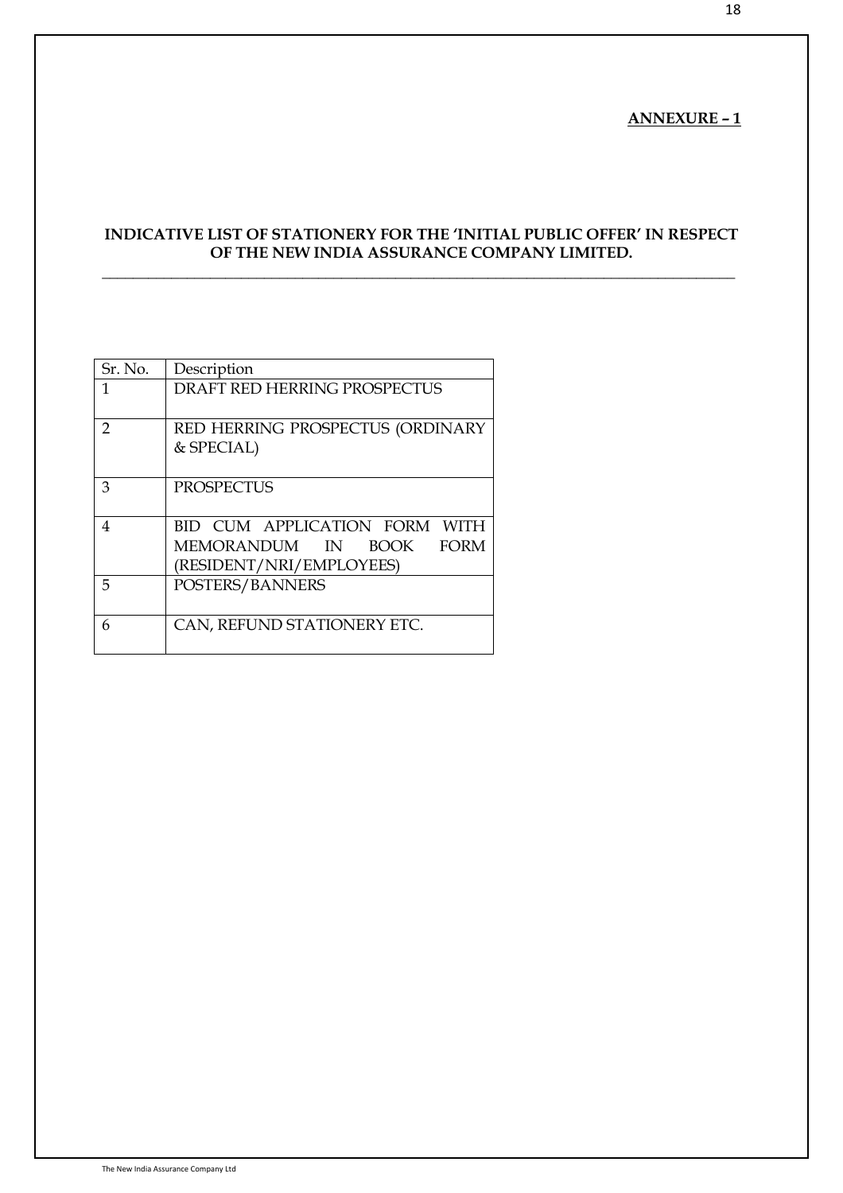**ANNEXURE – 1**

**INDICATIVE LIST OF STATIONERY FOR THE 'INITIAL PUBLIC OFFER' IN RESPECT OF THE NEW INDIA ASSURANCE COMPANY LIMITED.**

| Sr. No. | Description |
|---|---|
| 1 | DRAFT RED HERRING PROSPECTUS |
| 2 | RED HERRING PROSPECTUS (ORDINARY & SPECIAL) |
| 3 | PROSPECTUS |
| 4 | BID CUM APPLICATION FORM WITH MEMORANDUM IN BOOK FORM (RESIDENT/NRI/EMPLOYEES) |
| 5 | POSTERS/BANNERS |
| 6 | CAN, REFUND STATIONERY ETC. |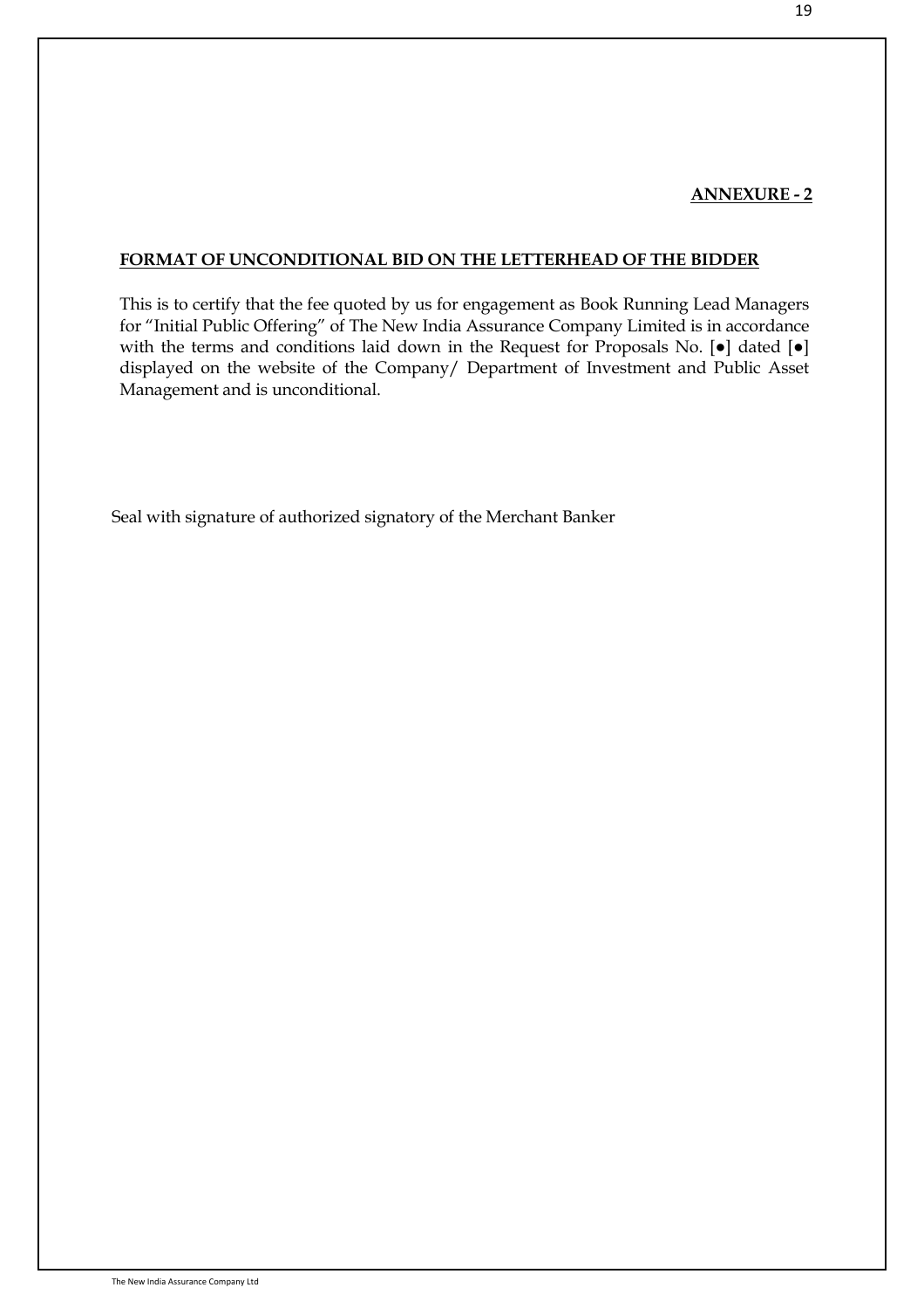**ANNEXURE - 2**

## FORMAT OF UNCONDITIONAL BID ON THE LETTERHEAD OF THE BIDDER

This is to certify that the fee quoted by us for engagement as Book Running Lead Managers for "Initial Public Offering" of The New India Assurance Company Limited is in accordance with the terms and conditions laid down in the Request for Proposals No. [●] dated [●] displayed on the website of the Company/ Department of Investment and Public Asset Management and is unconditional.

Seal with signature of authorized signatory of the Merchant Banker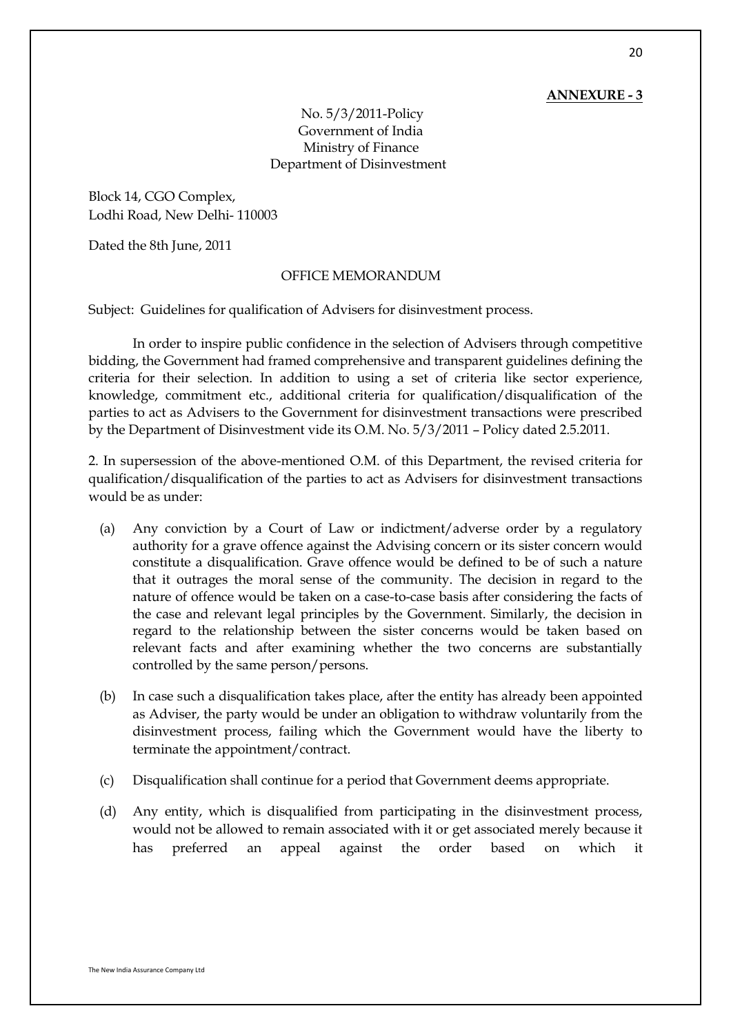**ANNEXURE - 3**

No. 5/3/2011-Policy
Government of India
Ministry of Finance
Department of Disinvestment

Block 14, CGO Complex,
Lodhi Road, New Delhi- 110003

Dated the 8th June, 2011

OFFICE MEMORANDUM

Subject: Guidelines for qualification of Advisers for disinvestment process.

In order to inspire public confidence in the selection of Advisers through competitive bidding, the Government had framed comprehensive and transparent guidelines defining the criteria for their selection. In addition to using a set of criteria like sector experience, knowledge, commitment etc., additional criteria for qualification/disqualification of the parties to act as Advisers to the Government for disinvestment transactions were prescribed by the Department of Disinvestment vide its O.M. No. 5/3/2011 – Policy dated 2.5.2011.

2. In supersession of the above-mentioned O.M. of this Department, the revised criteria for qualification/disqualification of the parties to act as Advisers for disinvestment transactions would be as under:

(a) Any conviction by a Court of Law or indictment/adverse order by a regulatory authority for a grave offence against the Advising concern or its sister concern would constitute a disqualification. Grave offence would be defined to be of such a nature that it outrages the moral sense of the community. The decision in regard to the nature of offence would be taken on a case-to-case basis after considering the facts of the case and relevant legal principles by the Government. Similarly, the decision in regard to the relationship between the sister concerns would be taken based on relevant facts and after examining whether the two concerns are substantially controlled by the same person/persons.

(b) In case such a disqualification takes place, after the entity has already been appointed as Adviser, the party would be under an obligation to withdraw voluntarily from the disinvestment process, failing which the Government would have the liberty to terminate the appointment/contract.

(c) Disqualification shall continue for a period that Government deems appropriate.

(d) Any entity, which is disqualified from participating in the disinvestment process, would not be allowed to remain associated with it or get associated merely because it has preferred an appeal against the order based on which it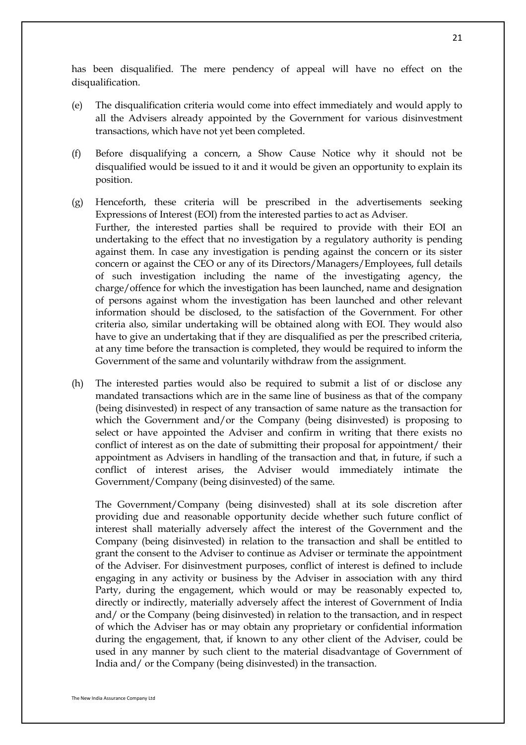has been disqualified. The mere pendency of appeal will have no effect on the disqualification.

(e) The disqualification criteria would come into effect immediately and would apply to all the Advisers already appointed by the Government for various disinvestment transactions, which have not yet been completed.

(f) Before disqualifying a concern, a Show Cause Notice why it should not be disqualified would be issued to it and it would be given an opportunity to explain its position.

(g) Henceforth, these criteria will be prescribed in the advertisements seeking Expressions of Interest (EOI) from the interested parties to act as Adviser.
Further, the interested parties shall be required to provide with their EOI an undertaking to the effect that no investigation by a regulatory authority is pending against them. In case any investigation is pending against the concern or its sister concern or against the CEO or any of its Directors/Managers/Employees, full details of such investigation including the name of the investigating agency, the charge/offence for which the investigation has been launched, name and designation of persons against whom the investigation has been launched and other relevant information should be disclosed, to the satisfaction of the Government. For other criteria also, similar undertaking will be obtained along with EOI. They would also have to give an undertaking that if they are disqualified as per the prescribed criteria, at any time before the transaction is completed, they would be required to inform the Government of the same and voluntarily withdraw from the assignment.

(h) The interested parties would also be required to submit a list of or disclose any mandated transactions which are in the same line of business as that of the company (being disinvested) in respect of any transaction of same nature as the transaction for which the Government and/or the Company (being disinvested) is proposing to select or have appointed the Adviser and confirm in writing that there exists no conflict of interest as on the date of submitting their proposal for appointment/ their appointment as Advisers in handling of the transaction and that, in future, if such a conflict of interest arises, the Adviser would immediately intimate the Government/Company (being disinvested) of the same.

    The Government/Company (being disinvested) shall at its sole discretion after providing due and reasonable opportunity decide whether such future conflict of interest shall materially adversely affect the interest of the Government and the Company (being disinvested) in relation to the transaction and shall be entitled to grant the consent to the Adviser to continue as Adviser or terminate the appointment of the Adviser. For disinvestment purposes, conflict of interest is defined to include engaging in any activity or business by the Adviser in association with any third Party, during the engagement, which would or may be reasonably expected to, directly or indirectly, materially adversely affect the interest of Government of India and/ or the Company (being disinvested) in relation to the transaction, and in respect of which the Adviser has or may obtain any proprietary or confidential information during the engagement, that, if known to any other client of the Adviser, could be used in any manner by such client to the material disadvantage of Government of India and/ or the Company (being disinvested) in the transaction.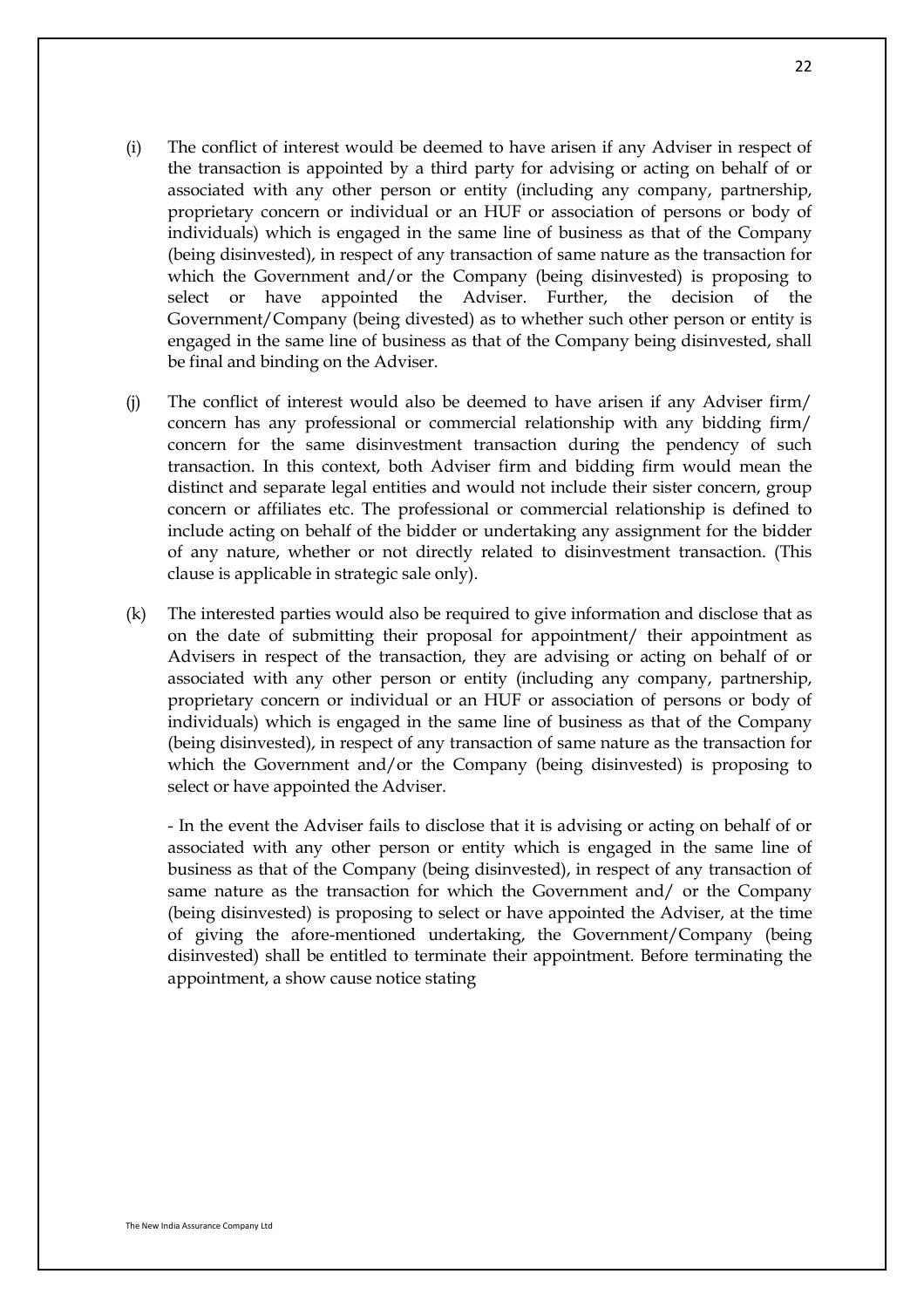(i) The conflict of interest would be deemed to have arisen if any Adviser in respect of the transaction is appointed by a third party for advising or acting on behalf of or associated with any other person or entity (including any company, partnership, proprietary concern or individual or an HUF or association of persons or body of individuals) which is engaged in the same line of business as that of the Company (being disinvested), in respect of any transaction of same nature as the transaction for which the Government and/or the Company (being disinvested) is proposing to select or have appointed the Adviser. Further, the decision of the Government/Company (being divested) as to whether such other person or entity is engaged in the same line of business as that of the Company being disinvested, shall be final and binding on the Adviser.

(j) The conflict of interest would also be deemed to have arisen if any Adviser firm/ concern has any professional or commercial relationship with any bidding firm/ concern for the same disinvestment transaction during the pendency of such transaction. In this context, both Adviser firm and bidding firm would mean the distinct and separate legal entities and would not include their sister concern, group concern or affiliates etc. The professional or commercial relationship is defined to include acting on behalf of the bidder or undertaking any assignment for the bidder of any nature, whether or not directly related to disinvestment transaction. (This clause is applicable in strategic sale only).

(k) The interested parties would also be required to give information and disclose that as on the date of submitting their proposal for appointment/ their appointment as Advisers in respect of the transaction, they are advising or acting on behalf of or associated with any other person or entity (including any company, partnership, proprietary concern or individual or an HUF or association of persons or body of individuals) which is engaged in the same line of business as that of the Company (being disinvested), in respect of any transaction of same nature as the transaction for which the Government and/or the Company (being disinvested) is proposing to select or have appointed the Adviser.

- In the event the Adviser fails to disclose that it is advising or acting on behalf of or associated with any other person or entity which is engaged in the same line of business as that of the Company (being disinvested), in respect of any transaction of same nature as the transaction for which the Government and/ or the Company (being disinvested) is proposing to select or have appointed the Adviser, at the time of giving the afore-mentioned undertaking, the Government/Company (being disinvested) shall be entitled to terminate their appointment. Before terminating the appointment, a show cause notice stating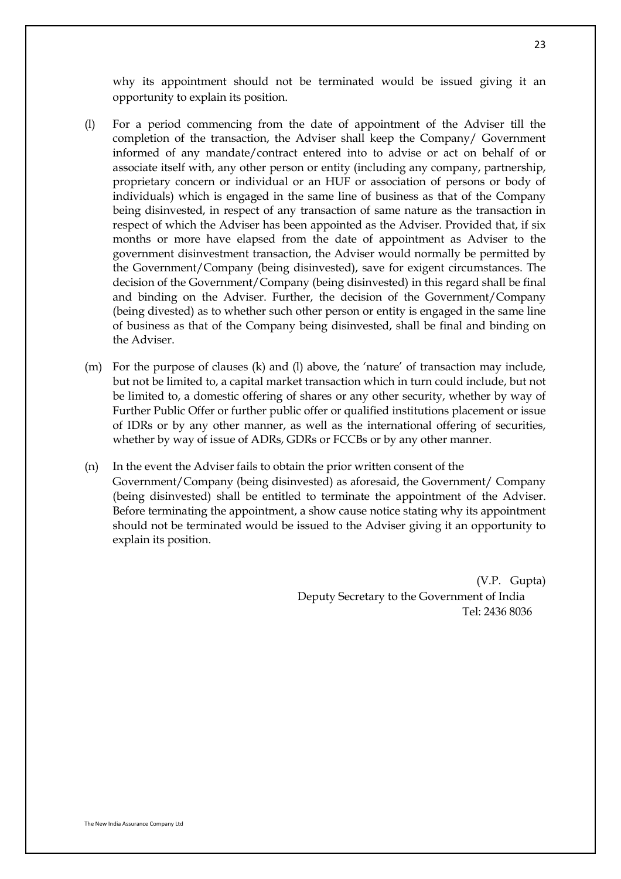why its appointment should not be terminated would be issued giving it an opportunity to explain its position.

(l) For a period commencing from the date of appointment of the Adviser till the completion of the transaction, the Adviser shall keep the Company/ Government informed of any mandate/contract entered into to advise or act on behalf of or associate itself with, any other person or entity (including any company, partnership, proprietary concern or individual or an HUF or association of persons or body of individuals) which is engaged in the same line of business as that of the Company being disinvested, in respect of any transaction of same nature as the transaction in respect of which the Adviser has been appointed as the Adviser. Provided that, if six months or more have elapsed from the date of appointment as Adviser to the government disinvestment transaction, the Adviser would normally be permitted by the Government/Company (being disinvested), save for exigent circumstances. The decision of the Government/Company (being disinvested) in this regard shall be final and binding on the Adviser. Further, the decision of the Government/Company (being divested) as to whether such other person or entity is engaged in the same line of business as that of the Company being disinvested, shall be final and binding on the Adviser.

(m) For the purpose of clauses (k) and (l) above, the 'nature' of transaction may include, but not be limited to, a capital market transaction which in turn could include, but not be limited to, a domestic offering of shares or any other security, whether by way of Further Public Offer or further public offer or qualified institutions placement or issue of IDRs or by any other manner, as well as the international offering of securities, whether by way of issue of ADRs, GDRs or FCCBs or by any other manner.

(n) In the event the Adviser fails to obtain the prior written consent of the Government/Company (being disinvested) as aforesaid, the Government/ Company (being disinvested) shall be entitled to terminate the appointment of the Adviser. Before terminating the appointment, a show cause notice stating why its appointment should not be terminated would be issued to the Adviser giving it an opportunity to explain its position.

(V.P. Gupta)
Deputy Secretary to the Government of India
Tel: 2436 8036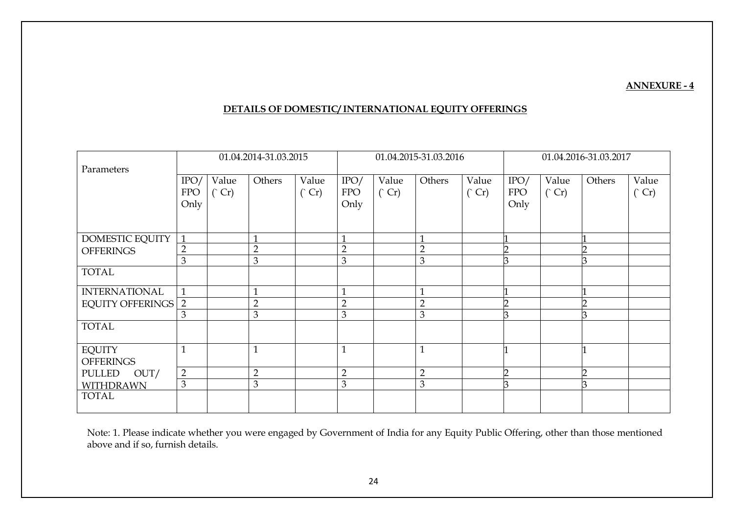**ANNEXURE - 4**

**DETAILS OF DOMESTIC/ INTERNATIONAL EQUITY OFFERINGS**

| Parameters | 01.04.2014-31.03.2015 | | | | 01.04.2015-31.03.2016 | | | | 01.04.2016-31.03.2017 | | | |
|---|---|---|---|---|---|---|---|---|---|---|---|---|
| | IPO/ FPO Only | Value (` Cr) | Others | Value (` Cr) | IPO/ FPO Only | Value (` Cr) | Others | Value (` Cr) | IPO/ FPO Only | Value (` Cr) | Others | Value (` Cr) |
| DOMESTIC EQUITY OFFERINGS | 1 | | 1 | | 1 | | 1 | | 1 | | 1 | |
| | 2 | | 2 | | 2 | | 2 | | 2 | | 2 | |
| | 3 | | 3 | | 3 | | 3 | | 3 | | 3 | |
| TOTAL | | | | | | | | | | | | |
| INTERNATIONAL EQUITY OFFERINGS | 1 | | 1 | | 1 | | 1 | | 1 | | 1 | |
| | 2 | | 2 | | 2 | | 2 | | 2 | | 2 | |
| | 3 | | 3 | | 3 | | 3 | | 3 | | 3 | |
| TOTAL | | | | | | | | | | | | |
| EQUITY OFFERINGS PULLED OUT/ WITHDRAWN | 1 | | 1 | | 1 | | 1 | | 1 | | 1 | |
| | 2 | | 2 | | 2 | | 2 | | 2 | | 2 | |
| | 3 | | 3 | | 3 | | 3 | | 3 | | 3 | |
| TOTAL | | | | | | | | | | | | |

Note: 1. Please indicate whether you were engaged by Government of India for any Equity Public Offering, other than those mentioned above and if so, furnish details.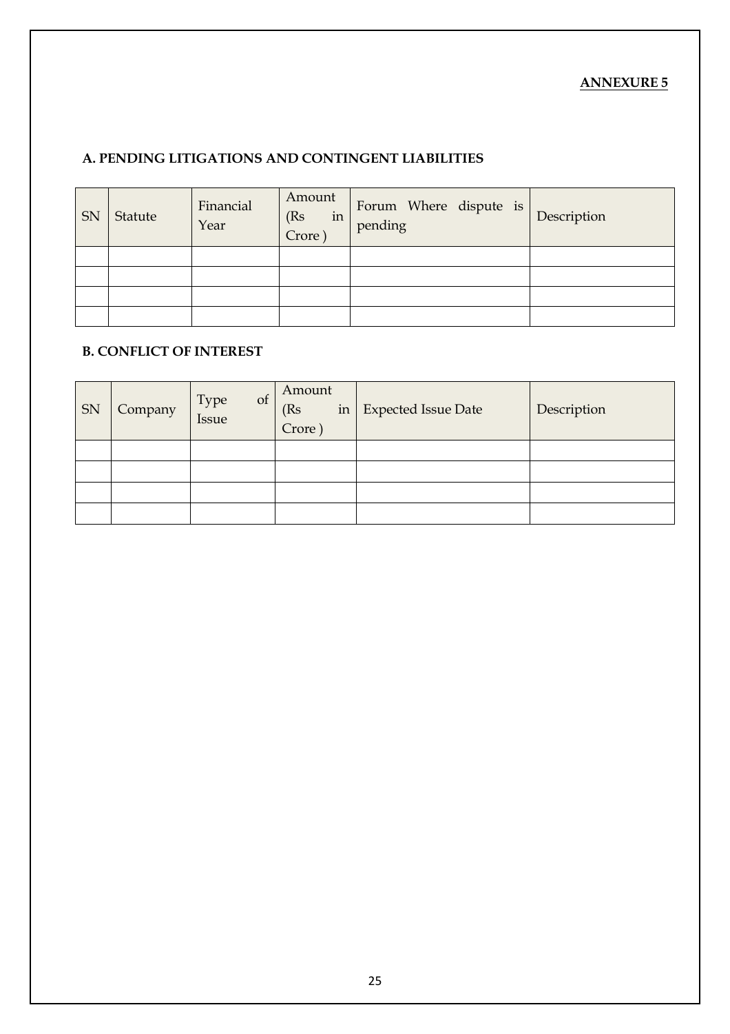**ANNEXURE 5**

## A. PENDING LITIGATIONS AND CONTINGENT LIABILITIES

| SN | Statute | Financial Year | Amount (Rs in Crore ) | Forum Where dispute is pending | Description |
|---|---|---|---|---|---|
| | | | | | |
| | | | | | |
| | | | | | |
| | | | | | |

## B. CONFLICT OF INTEREST

| SN | Company | Type of Issue | Amount (Rs in Crore ) | Expected Issue Date | Description |
|---|---|---|---|---|---|
| | | | | | |
| | | | | | |
| | | | | | |
| | | | | | |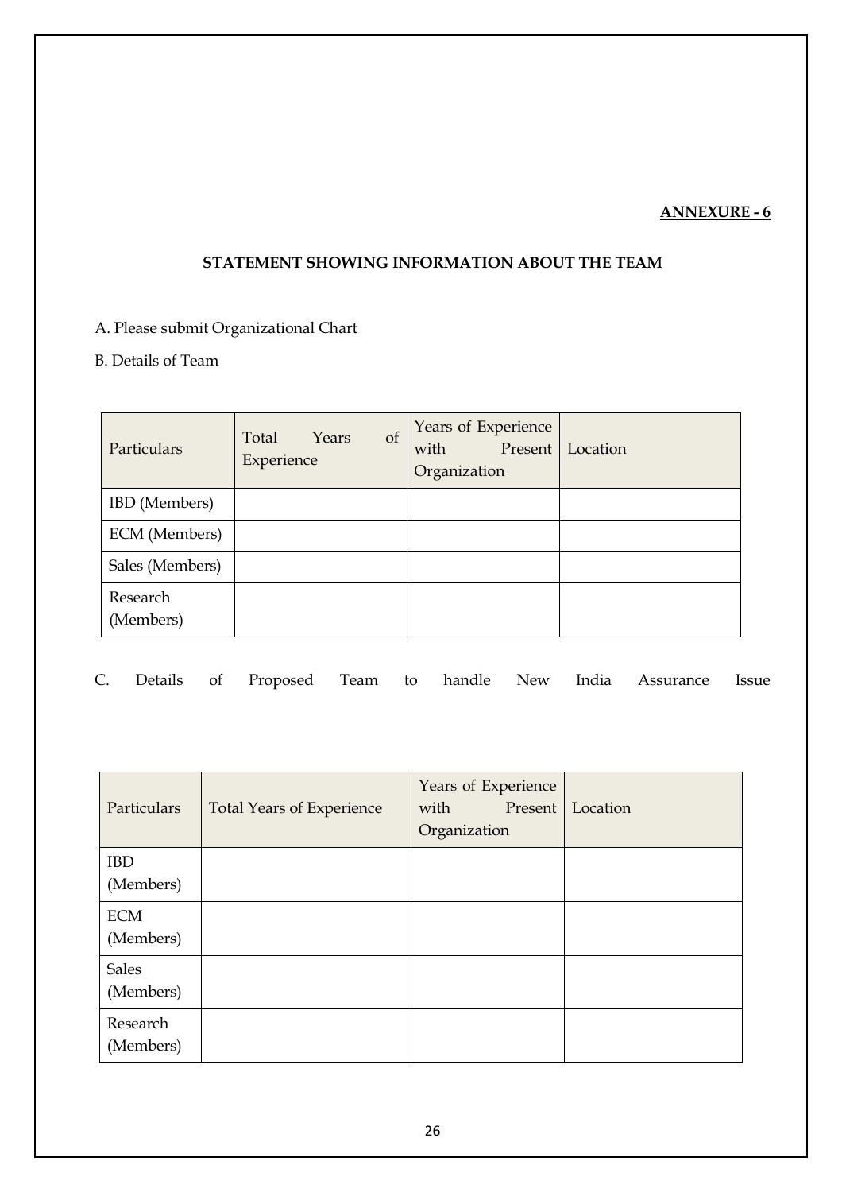**ANNEXURE - 6**

## STATEMENT SHOWING INFORMATION ABOUT THE TEAM

A. Please submit Organizational Chart

B. Details of Team

| Particulars | Total Years of Experience | Years of Experience with Present Organization | Location |
|---|---|---|---|
| IBD (Members) | | | |
| ECM (Members) | | | |
| Sales (Members) | | | |
| Research (Members) | | | |

C. Details of Proposed Team to handle New India Assurance Issue

| Particulars | Total Years of Experience | Years of Experience with Present Organization | Location |
|---|---|---|---|
| IBD (Members) | | | |
| ECM (Members) | | | |
| Sales (Members) | | | |
| Research (Members) | | | |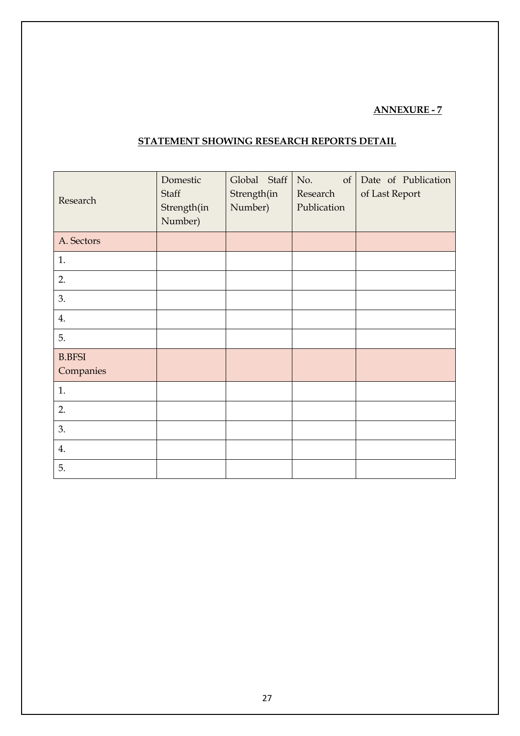**ANNEXURE - 7**

## STATEMENT SHOWING RESEARCH REPORTS DETAIL

| Research | Domestic Staff Strength(in Number) | Global Staff Strength(in Number) | No. of Research Publication | Date of Publication of Last Report |
|---|---|---|---|---|
| A. Sectors | | | | |
| 1. | | | | |
| 2. | | | | |
| 3. | | | | |
| 4. | | | | |
| 5. | | | | |
| B.BFSI Companies | | | | |
| 1. | | | | |
| 2. | | | | |
| 3. | | | | |
| 4. | | | | |
| 5. | | | | |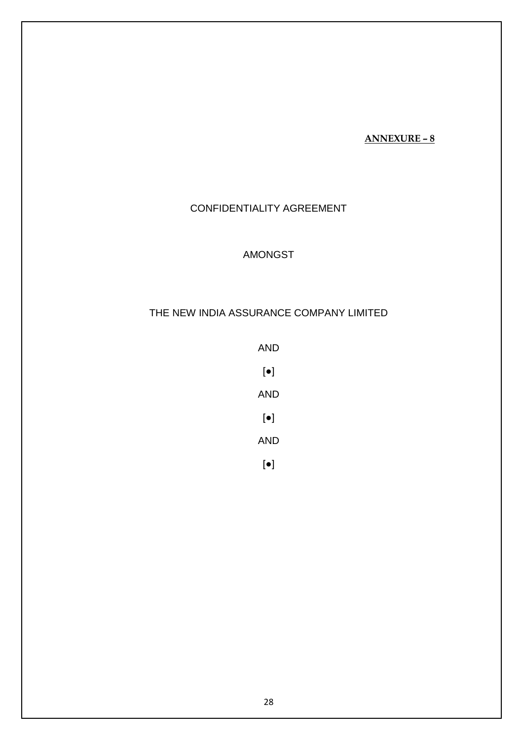**ANNEXURE – 8**

CONFIDENTIALITY AGREEMENT

AMONGST

THE NEW INDIA ASSURANCE COMPANY LIMITED

AND

[●]

AND

[●]

AND

[●]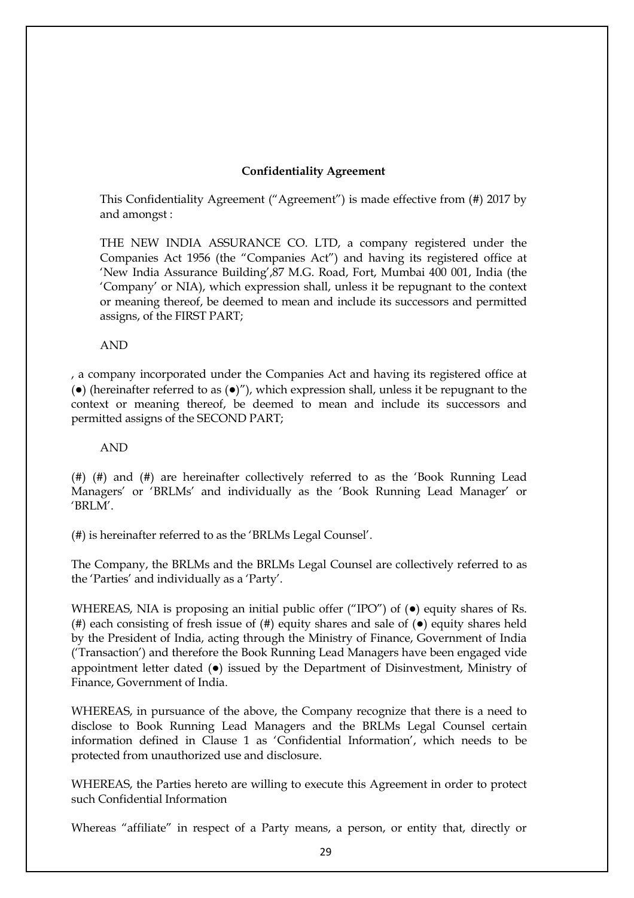**Confidentiality Agreement**

This Confidentiality Agreement ("Agreement") is made effective from (#) 2017 by and amongst :

THE NEW INDIA ASSURANCE CO. LTD, a company registered under the Companies Act 1956 (the "Companies Act") and having its registered office at 'New India Assurance Building',87 M.G. Road, Fort, Mumbai 400 001, India (the 'Company' or NIA), which expression shall, unless it be repugnant to the context or meaning thereof, be deemed to mean and include its successors and permitted assigns, of the FIRST PART;

AND

, a company incorporated under the Companies Act and having its registered office at (●) (hereinafter referred to as (●)"), which expression shall, unless it be repugnant to the context or meaning thereof, be deemed to mean and include its successors and permitted assigns of the SECOND PART;

AND

(#) (#) and (#) are hereinafter collectively referred to as the 'Book Running Lead Managers' or 'BRLMs' and individually as the 'Book Running Lead Manager' or 'BRLM'.

(#) is hereinafter referred to as the 'BRLMs Legal Counsel'.

The Company, the BRLMs and the BRLMs Legal Counsel are collectively referred to as the 'Parties' and individually as a 'Party'.

WHEREAS, NIA is proposing an initial public offer ("IPO") of (●) equity shares of Rs. (#) each consisting of fresh issue of (#) equity shares and sale of (●) equity shares held by the President of India, acting through the Ministry of Finance, Government of India ('Transaction') and therefore the Book Running Lead Managers have been engaged vide appointment letter dated (●) issued by the Department of Disinvestment, Ministry of Finance, Government of India.

WHEREAS, in pursuance of the above, the Company recognize that there is a need to disclose to Book Running Lead Managers and the BRLMs Legal Counsel certain information defined in Clause 1 as 'Confidential Information', which needs to be protected from unauthorized use and disclosure.

WHEREAS, the Parties hereto are willing to execute this Agreement in order to protect such Confidential Information

Whereas "affiliate" in respect of a Party means, a person, or entity that, directly or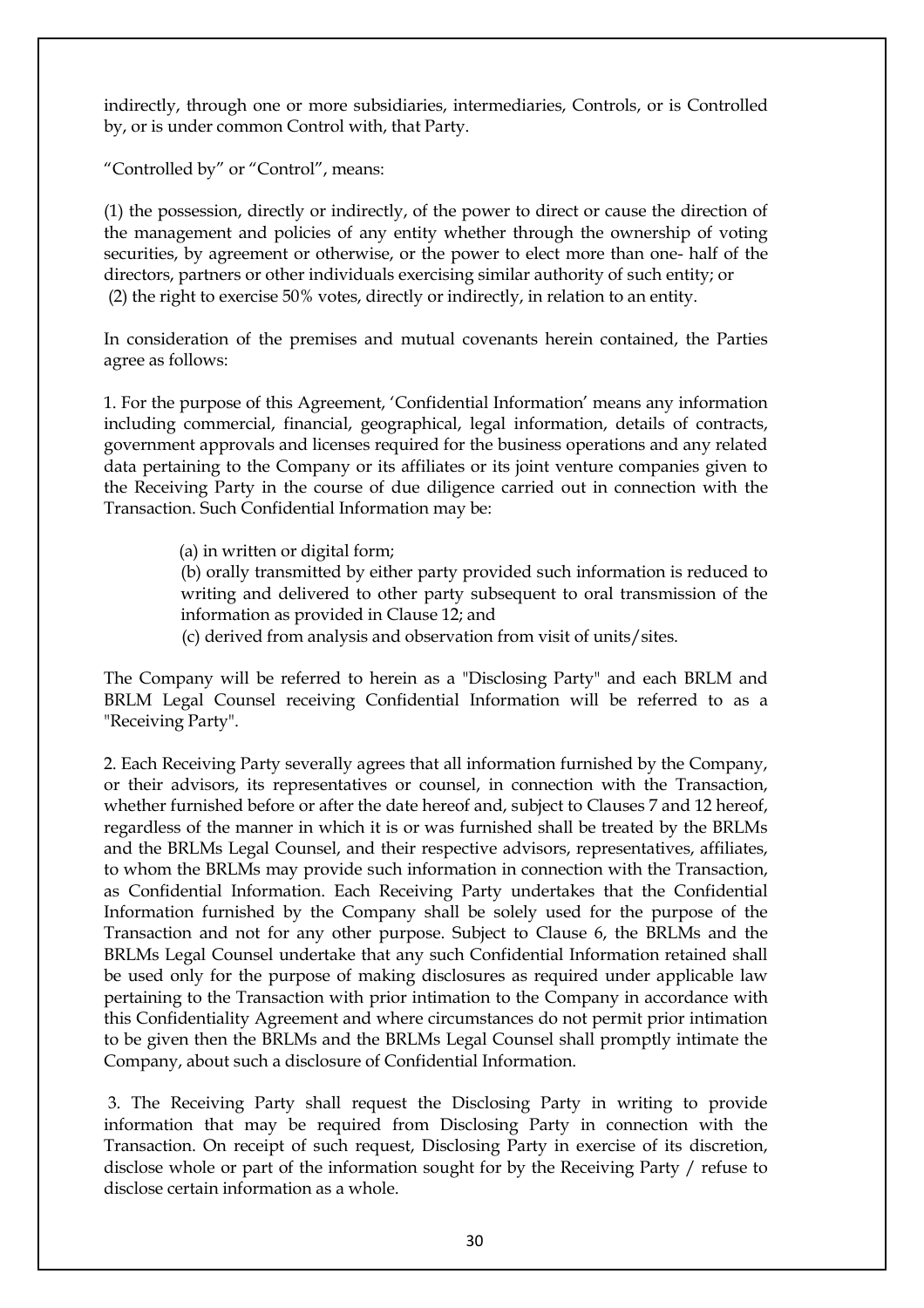indirectly, through one or more subsidiaries, intermediaries, Controls, or is Controlled by, or is under common Control with, that Party.

"Controlled by" or "Control", means:

(1) the possession, directly or indirectly, of the power to direct or cause the direction of the management and policies of any entity whether through the ownership of voting securities, by agreement or otherwise, or the power to elect more than one- half of the directors, partners or other individuals exercising similar authority of such entity; or
(2) the right to exercise 50% votes, directly or indirectly, in relation to an entity.

In consideration of the premises and mutual covenants herein contained, the Parties agree as follows:

1. For the purpose of this Agreement, 'Confidential Information' means any information including commercial, financial, geographical, legal information, details of contracts, government approvals and licenses required for the business operations and any related data pertaining to the Company or its affiliates or its joint venture companies given to the Receiving Party in the course of due diligence carried out in connection with the Transaction. Such Confidential Information may be:

(a) in written or digital form;
(b) orally transmitted by either party provided such information is reduced to writing and delivered to other party subsequent to oral transmission of the information as provided in Clause 12; and
(c) derived from analysis and observation from visit of units/sites.

The Company will be referred to herein as a "Disclosing Party" and each BRLM and BRLM Legal Counsel receiving Confidential Information will be referred to as a "Receiving Party".

2. Each Receiving Party severally agrees that all information furnished by the Company, or their advisors, its representatives or counsel, in connection with the Transaction, whether furnished before or after the date hereof and, subject to Clauses 7 and 12 hereof, regardless of the manner in which it is or was furnished shall be treated by the BRLMs and the BRLMs Legal Counsel, and their respective advisors, representatives, affiliates, to whom the BRLMs may provide such information in connection with the Transaction, as Confidential Information. Each Receiving Party undertakes that the Confidential Information furnished by the Company shall be solely used for the purpose of the Transaction and not for any other purpose. Subject to Clause 6, the BRLMs and the BRLMs Legal Counsel undertake that any such Confidential Information retained shall be used only for the purpose of making disclosures as required under applicable law pertaining to the Transaction with prior intimation to the Company in accordance with this Confidentiality Agreement and where circumstances do not permit prior intimation to be given then the BRLMs and the BRLMs Legal Counsel shall promptly intimate the Company, about such a disclosure of Confidential Information.

3. The Receiving Party shall request the Disclosing Party in writing to provide information that may be required from Disclosing Party in connection with the Transaction. On receipt of such request, Disclosing Party in exercise of its discretion, disclose whole or part of the information sought for by the Receiving Party / refuse to disclose certain information as a whole.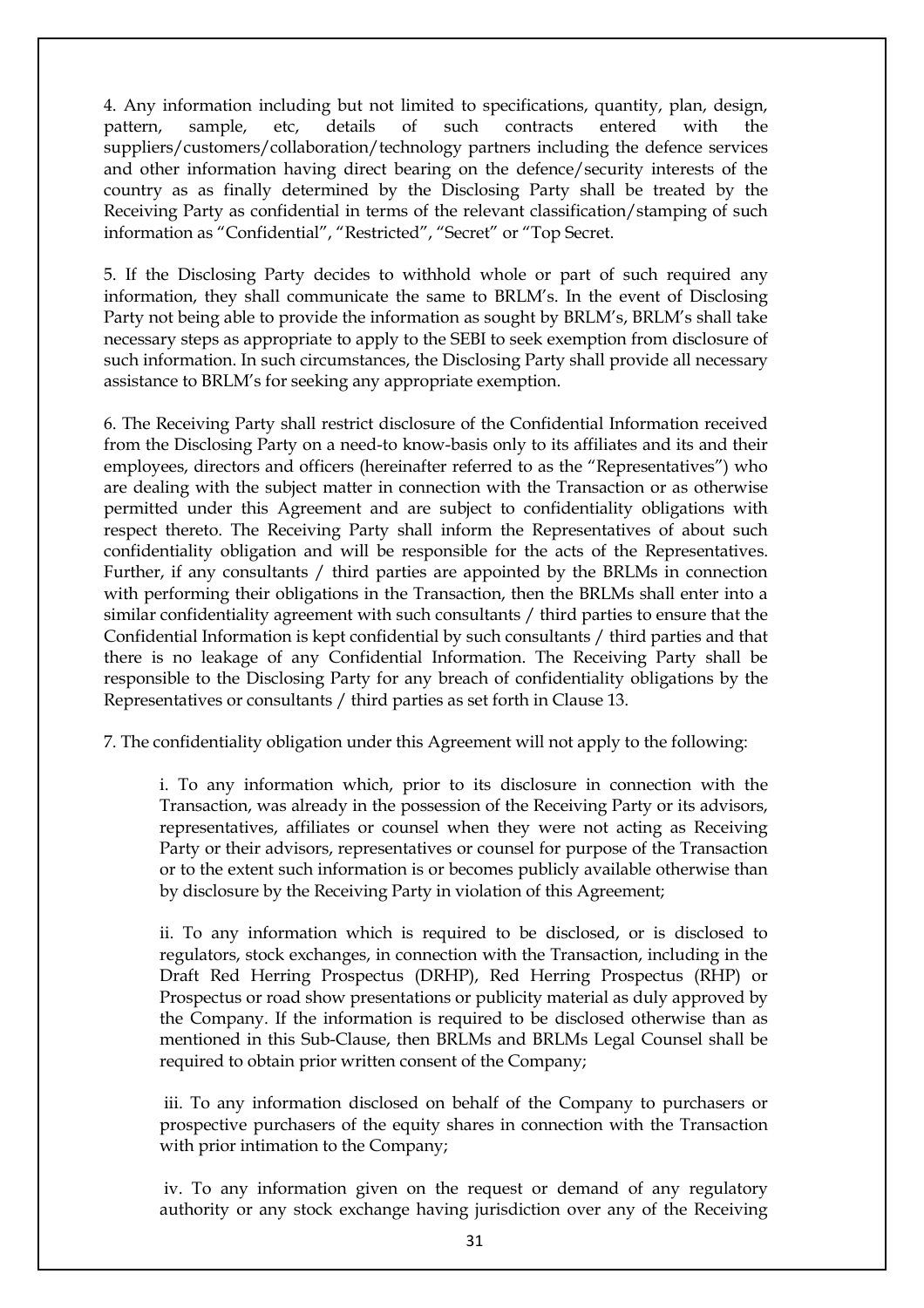4. Any information including but not limited to specifications, quantity, plan, design, pattern, sample, etc, details of such contracts entered with the suppliers/customers/collaboration/technology partners including the defence services and other information having direct bearing on the defence/security interests of the country as as finally determined by the Disclosing Party shall be treated by the Receiving Party as confidential in terms of the relevant classification/stamping of such information as "Confidential", "Restricted", "Secret" or "Top Secret.

5. If the Disclosing Party decides to withhold whole or part of such required any information, they shall communicate the same to BRLM's. In the event of Disclosing Party not being able to provide the information as sought by BRLM's, BRLM's shall take necessary steps as appropriate to apply to the SEBI to seek exemption from disclosure of such information. In such circumstances, the Disclosing Party shall provide all necessary assistance to BRLM's for seeking any appropriate exemption.

6. The Receiving Party shall restrict disclosure of the Confidential Information received from the Disclosing Party on a need-to know-basis only to its affiliates and its and their employees, directors and officers (hereinafter referred to as the "Representatives") who are dealing with the subject matter in connection with the Transaction or as otherwise permitted under this Agreement and are subject to confidentiality obligations with respect thereto. The Receiving Party shall inform the Representatives of about such confidentiality obligation and will be responsible for the acts of the Representatives. Further, if any consultants / third parties are appointed by the BRLMs in connection with performing their obligations in the Transaction, then the BRLMs shall enter into a similar confidentiality agreement with such consultants / third parties to ensure that the Confidential Information is kept confidential by such consultants / third parties and that there is no leakage of any Confidential Information. The Receiving Party shall be responsible to the Disclosing Party for any breach of confidentiality obligations by the Representatives or consultants / third parties as set forth in Clause 13.

7. The confidentiality obligation under this Agreement will not apply to the following:

i. To any information which, prior to its disclosure in connection with the Transaction, was already in the possession of the Receiving Party or its advisors, representatives, affiliates or counsel when they were not acting as Receiving Party or their advisors, representatives or counsel for purpose of the Transaction or to the extent such information is or becomes publicly available otherwise than by disclosure by the Receiving Party in violation of this Agreement;

ii. To any information which is required to be disclosed, or is disclosed to regulators, stock exchanges, in connection with the Transaction, including in the Draft Red Herring Prospectus (DRHP), Red Herring Prospectus (RHP) or Prospectus or road show presentations or publicity material as duly approved by the Company. If the information is required to be disclosed otherwise than as mentioned in this Sub-Clause, then BRLMs and BRLMs Legal Counsel shall be required to obtain prior written consent of the Company;

iii. To any information disclosed on behalf of the Company to purchasers or prospective purchasers of the equity shares in connection with the Transaction with prior intimation to the Company;

iv. To any information given on the request or demand of any regulatory authority or any stock exchange having jurisdiction over any of the Receiving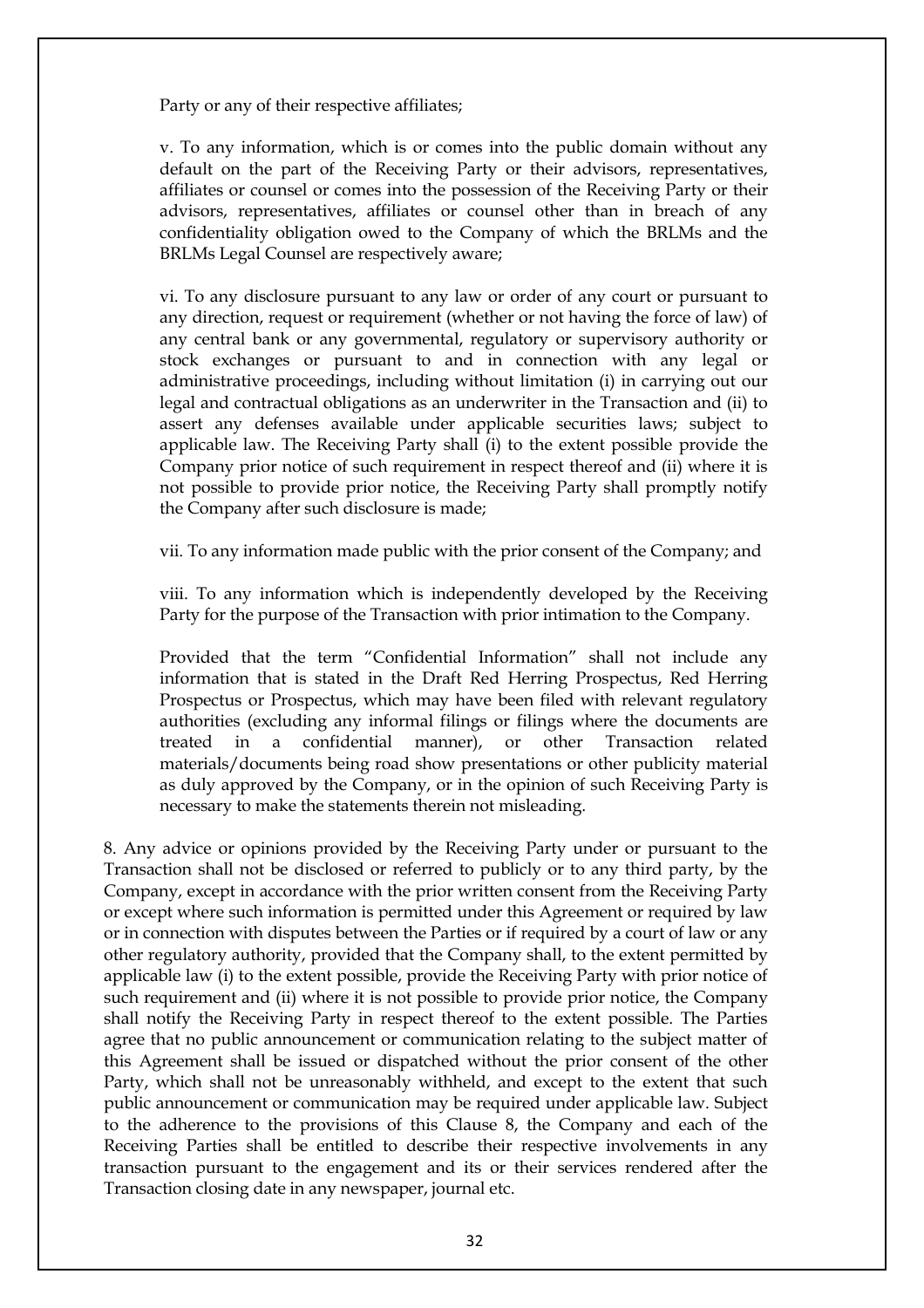Party or any of their respective affiliates;

v. To any information, which is or comes into the public domain without any default on the part of the Receiving Party or their advisors, representatives, affiliates or counsel or comes into the possession of the Receiving Party or their advisors, representatives, affiliates or counsel other than in breach of any confidentiality obligation owed to the Company of which the BRLMs and the BRLMs Legal Counsel are respectively aware;

vi. To any disclosure pursuant to any law or order of any court or pursuant to any direction, request or requirement (whether or not having the force of law) of any central bank or any governmental, regulatory or supervisory authority or stock exchanges or pursuant to and in connection with any legal or administrative proceedings, including without limitation (i) in carrying out our legal and contractual obligations as an underwriter in the Transaction and (ii) to assert any defenses available under applicable securities laws; subject to applicable law. The Receiving Party shall (i) to the extent possible provide the Company prior notice of such requirement in respect thereof and (ii) where it is not possible to provide prior notice, the Receiving Party shall promptly notify the Company after such disclosure is made;

vii. To any information made public with the prior consent of the Company; and

viii. To any information which is independently developed by the Receiving Party for the purpose of the Transaction with prior intimation to the Company.

Provided that the term "Confidential Information" shall not include any information that is stated in the Draft Red Herring Prospectus, Red Herring Prospectus or Prospectus, which may have been filed with relevant regulatory authorities (excluding any informal filings or filings where the documents are treated in a confidential manner), or other Transaction related materials/documents being road show presentations or other publicity material as duly approved by the Company, or in the opinion of such Receiving Party is necessary to make the statements therein not misleading.

8. Any advice or opinions provided by the Receiving Party under or pursuant to the Transaction shall not be disclosed or referred to publicly or to any third party, by the Company, except in accordance with the prior written consent from the Receiving Party or except where such information is permitted under this Agreement or required by law or in connection with disputes between the Parties or if required by a court of law or any other regulatory authority, provided that the Company shall, to the extent permitted by applicable law (i) to the extent possible, provide the Receiving Party with prior notice of such requirement and (ii) where it is not possible to provide prior notice, the Company shall notify the Receiving Party in respect thereof to the extent possible. The Parties agree that no public announcement or communication relating to the subject matter of this Agreement shall be issued or dispatched without the prior consent of the other Party, which shall not be unreasonably withheld, and except to the extent that such public announcement or communication may be required under applicable law. Subject to the adherence to the provisions of this Clause 8, the Company and each of the Receiving Parties shall be entitled to describe their respective involvements in any transaction pursuant to the engagement and its or their services rendered after the Transaction closing date in any newspaper, journal etc.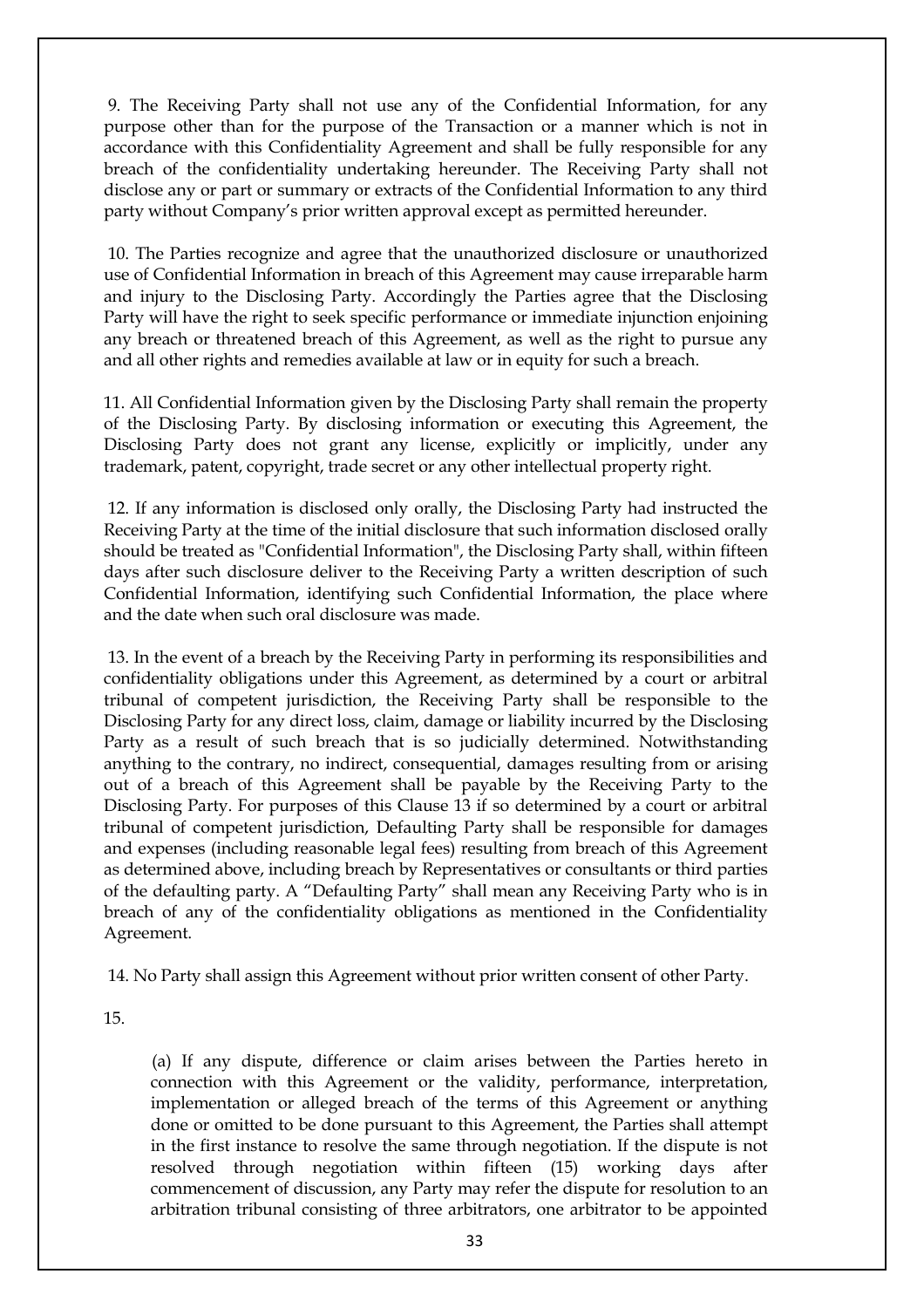9. The Receiving Party shall not use any of the Confidential Information, for any purpose other than for the purpose of the Transaction or a manner which is not in accordance with this Confidentiality Agreement and shall be fully responsible for any breach of the confidentiality undertaking hereunder. The Receiving Party shall not disclose any or part or summary or extracts of the Confidential Information to any third party without Company's prior written approval except as permitted hereunder.

10. The Parties recognize and agree that the unauthorized disclosure or unauthorized use of Confidential Information in breach of this Agreement may cause irreparable harm and injury to the Disclosing Party. Accordingly the Parties agree that the Disclosing Party will have the right to seek specific performance or immediate injunction enjoining any breach or threatened breach of this Agreement, as well as the right to pursue any and all other rights and remedies available at law or in equity for such a breach.

11. All Confidential Information given by the Disclosing Party shall remain the property of the Disclosing Party. By disclosing information or executing this Agreement, the Disclosing Party does not grant any license, explicitly or implicitly, under any trademark, patent, copyright, trade secret or any other intellectual property right.

12. If any information is disclosed only orally, the Disclosing Party had instructed the Receiving Party at the time of the initial disclosure that such information disclosed orally should be treated as "Confidential Information", the Disclosing Party shall, within fifteen days after such disclosure deliver to the Receiving Party a written description of such Confidential Information, identifying such Confidential Information, the place where and the date when such oral disclosure was made.

13. In the event of a breach by the Receiving Party in performing its responsibilities and confidentiality obligations under this Agreement, as determined by a court or arbitral tribunal of competent jurisdiction, the Receiving Party shall be responsible to the Disclosing Party for any direct loss, claim, damage or liability incurred by the Disclosing Party as a result of such breach that is so judicially determined. Notwithstanding anything to the contrary, no indirect, consequential, damages resulting from or arising out of a breach of this Agreement shall be payable by the Receiving Party to the Disclosing Party. For purposes of this Clause 13 if so determined by a court or arbitral tribunal of competent jurisdiction, Defaulting Party shall be responsible for damages and expenses (including reasonable legal fees) resulting from breach of this Agreement as determined above, including breach by Representatives or consultants or third parties of the defaulting party. A "Defaulting Party" shall mean any Receiving Party who is in breach of any of the confidentiality obligations as mentioned in the Confidentiality Agreement.

14. No Party shall assign this Agreement without prior written consent of other Party.

15.

(a) If any dispute, difference or claim arises between the Parties hereto in connection with this Agreement or the validity, performance, interpretation, implementation or alleged breach of the terms of this Agreement or anything done or omitted to be done pursuant to this Agreement, the Parties shall attempt in the first instance to resolve the same through negotiation. If the dispute is not resolved through negotiation within fifteen (15) working days after commencement of discussion, any Party may refer the dispute for resolution to an arbitration tribunal consisting of three arbitrators, one arbitrator to be appointed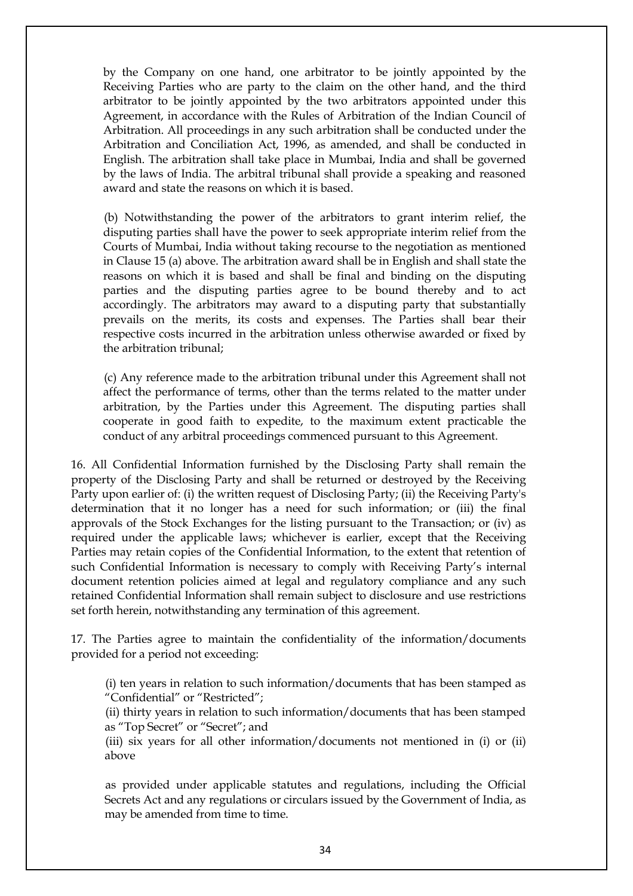by the Company on one hand, one arbitrator to be jointly appointed by the Receiving Parties who are party to the claim on the other hand, and the third arbitrator to be jointly appointed by the two arbitrators appointed under this Agreement, in accordance with the Rules of Arbitration of the Indian Council of Arbitration. All proceedings in any such arbitration shall be conducted under the Arbitration and Conciliation Act, 1996, as amended, and shall be conducted in English. The arbitration shall take place in Mumbai, India and shall be governed by the laws of India. The arbitral tribunal shall provide a speaking and reasoned award and state the reasons on which it is based.

(b) Notwithstanding the power of the arbitrators to grant interim relief, the disputing parties shall have the power to seek appropriate interim relief from the Courts of Mumbai, India without taking recourse to the negotiation as mentioned in Clause 15 (a) above. The arbitration award shall be in English and shall state the reasons on which it is based and shall be final and binding on the disputing parties and the disputing parties agree to be bound thereby and to act accordingly. The arbitrators may award to a disputing party that substantially prevails on the merits, its costs and expenses. The Parties shall bear their respective costs incurred in the arbitration unless otherwise awarded or fixed by the arbitration tribunal;

(c) Any reference made to the arbitration tribunal under this Agreement shall not affect the performance of terms, other than the terms related to the matter under arbitration, by the Parties under this Agreement. The disputing parties shall cooperate in good faith to expedite, to the maximum extent practicable the conduct of any arbitral proceedings commenced pursuant to this Agreement.

16. All Confidential Information furnished by the Disclosing Party shall remain the property of the Disclosing Party and shall be returned or destroyed by the Receiving Party upon earlier of: (i) the written request of Disclosing Party; (ii) the Receiving Party's determination that it no longer has a need for such information; or (iii) the final approvals of the Stock Exchanges for the listing pursuant to the Transaction; or (iv) as required under the applicable laws; whichever is earlier, except that the Receiving Parties may retain copies of the Confidential Information, to the extent that retention of such Confidential Information is necessary to comply with Receiving Party's internal document retention policies aimed at legal and regulatory compliance and any such retained Confidential Information shall remain subject to disclosure and use restrictions set forth herein, notwithstanding any termination of this agreement.

17. The Parties agree to maintain the confidentiality of the information/documents provided for a period not exceeding:

(i) ten years in relation to such information/documents that has been stamped as "Confidential" or "Restricted";
(ii) thirty years in relation to such information/documents that has been stamped as "Top Secret" or "Secret"; and
(iii) six years for all other information/documents not mentioned in (i) or (ii) above

as provided under applicable statutes and regulations, including the Official Secrets Act and any regulations or circulars issued by the Government of India, as may be amended from time to time.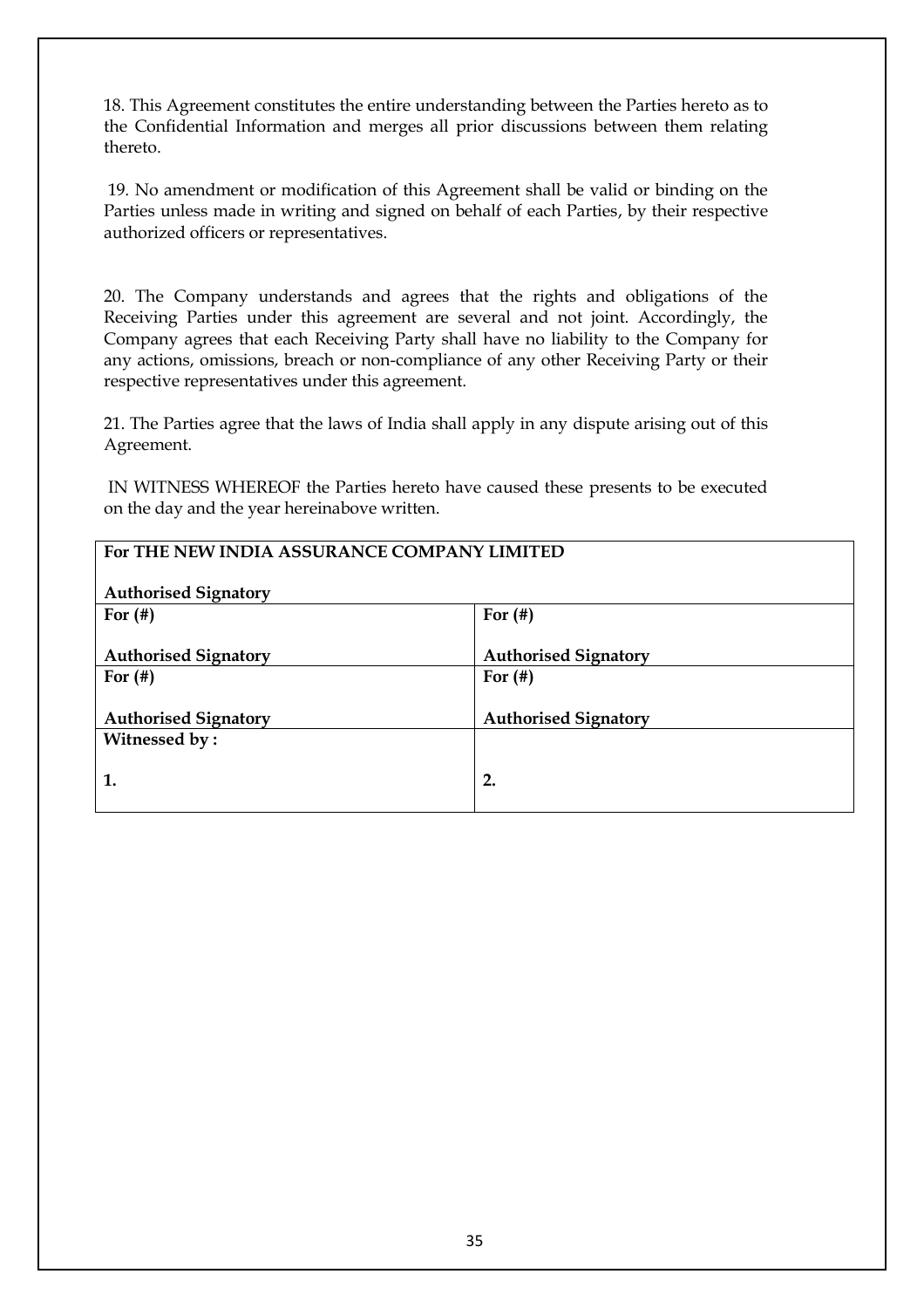18. This Agreement constitutes the entire understanding between the Parties hereto as to the Confidential Information and merges all prior discussions between them relating thereto.

19. No amendment or modification of this Agreement shall be valid or binding on the Parties unless made in writing and signed on behalf of each Parties, by their respective authorized officers or representatives.

20. The Company understands and agrees that the rights and obligations of the Receiving Parties under this agreement are several and not joint. Accordingly, the Company agrees that each Receiving Party shall have no liability to the Company for any actions, omissions, breach or non-compliance of any other Receiving Party or their respective representatives under this agreement.

21. The Parties agree that the laws of India shall apply in any dispute arising out of this Agreement.

IN WITNESS WHEREOF the Parties hereto have caused these presents to be executed on the day and the year hereinabove written.

| **For THE NEW INDIA ASSURANCE COMPANY LIMITED**<br><br>**Authorised Signatory** | |
|---|---|
| **For (#)**<br><br>**Authorised Signatory** | **For (#)**<br><br>**Authorised Signatory** |
| **For (#)**<br><br>**Authorised Signatory** | **For (#)**<br><br>**Authorised Signatory** |
| **Witnessed by :**<br><br>**1.** | <br><br>**2.** |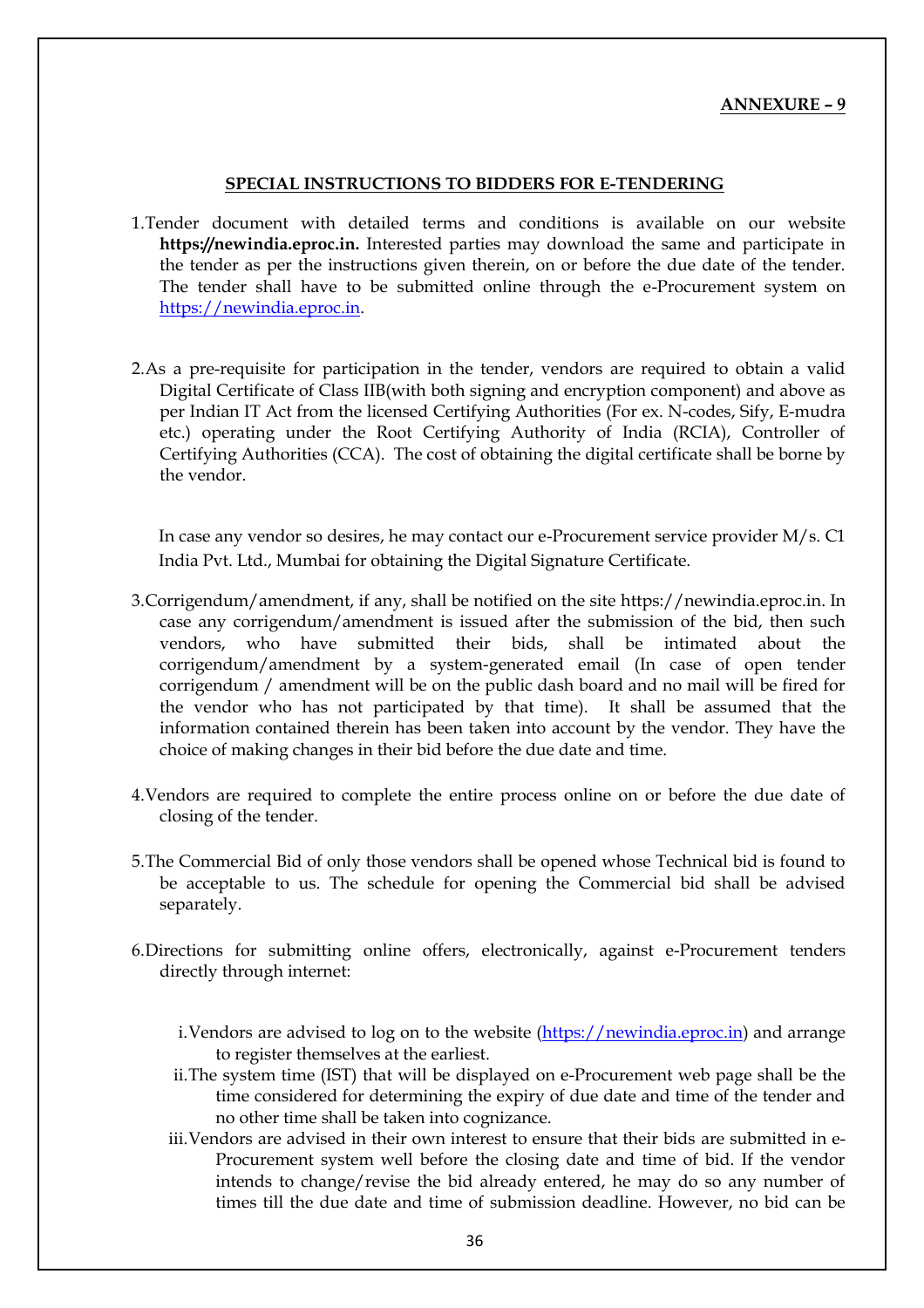**ANNEXURE – 9**

## SPECIAL INSTRUCTIONS TO BIDDERS FOR E-TENDERING

1. Tender document with detailed terms and conditions is available on our website **https://newindia.eproc.in.** Interested parties may download the same and participate in the tender as per the instructions given therein, on or before the due date of the tender. The tender shall have to be submitted online through the e-Procurement system on https://newindia.eproc.in.

2. As a pre-requisite for participation in the tender, vendors are required to obtain a valid Digital Certificate of Class IIB(with both signing and encryption component) and above as per Indian IT Act from the licensed Certifying Authorities (For ex. N-codes, Sify, E-mudra etc.) operating under the Root Certifying Authority of India (RCIA), Controller of Certifying Authorities (CCA). The cost of obtaining the digital certificate shall be borne by the vendor.

   In case any vendor so desires, he may contact our e-Procurement service provider M/s. C1 India Pvt. Ltd., Mumbai for obtaining the Digital Signature Certificate.

3. Corrigendum/amendment, if any, shall be notified on the site https://newindia.eproc.in. In case any corrigendum/amendment is issued after the submission of the bid, then such vendors, who have submitted their bids, shall be intimated about the corrigendum/amendment by a system-generated email (In case of open tender corrigendum / amendment will be on the public dash board and no mail will be fired for the vendor who has not participated by that time). It shall be assumed that the information contained therein has been taken into account by the vendor. They have the choice of making changes in their bid before the due date and time.

4. Vendors are required to complete the entire process online on or before the due date of closing of the tender.

5. The Commercial Bid of only those vendors shall be opened whose Technical bid is found to be acceptable to us. The schedule for opening the Commercial bid shall be advised separately.

6. Directions for submitting online offers, electronically, against e-Procurement tenders directly through internet:

   i. Vendors are advised to log on to the website (https://newindia.eproc.in) and arrange to register themselves at the earliest.
   
   ii. The system time (IST) that will be displayed on e-Procurement web page shall be the time considered for determining the expiry of due date and time of the tender and no other time shall be taken into cognizance.
   
   iii. Vendors are advised in their own interest to ensure that their bids are submitted in e-Procurement system well before the closing date and time of bid. If the vendor intends to change/revise the bid already entered, he may do so any number of times till the due date and time of submission deadline. However, no bid can be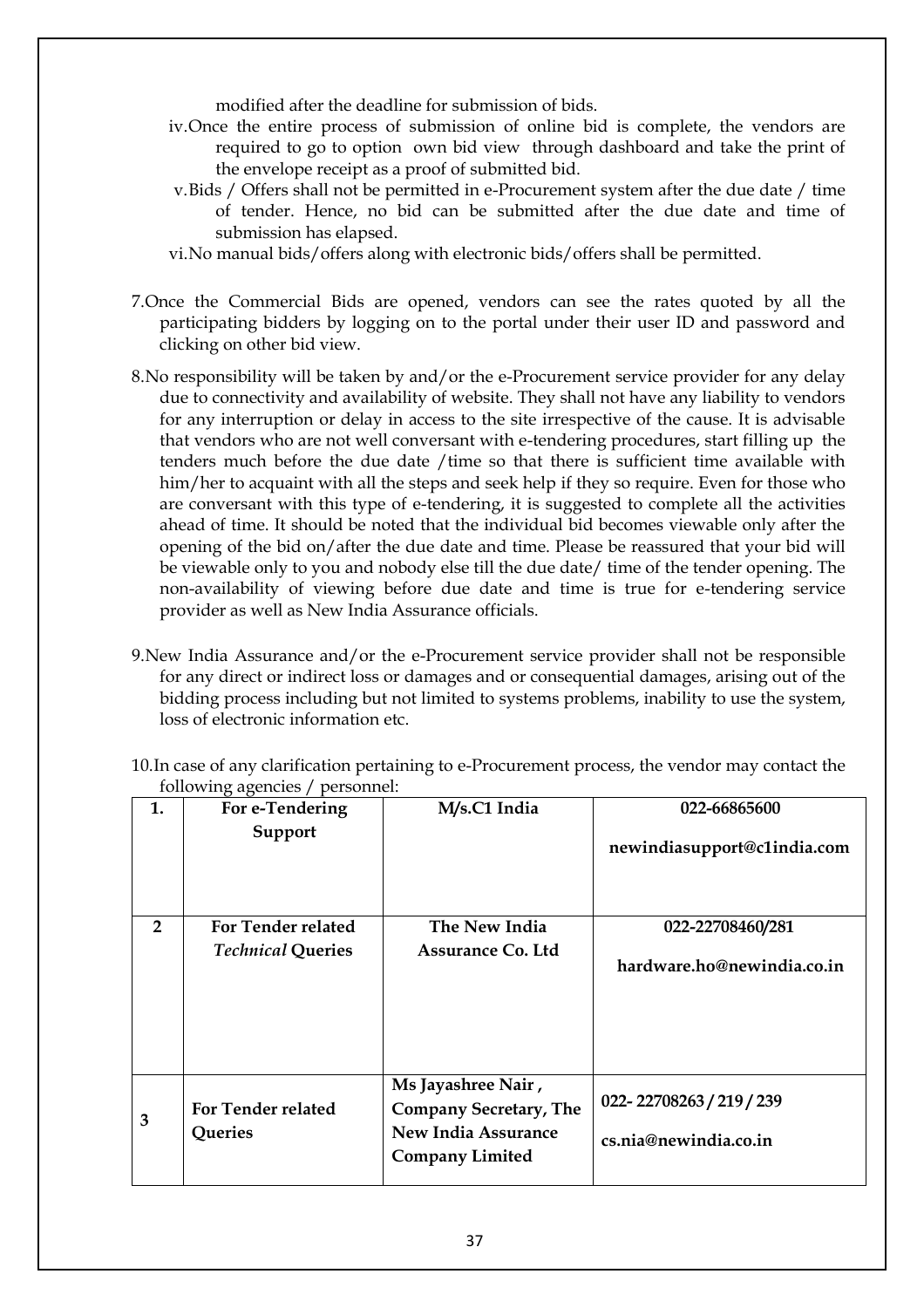modified after the deadline for submission of bids.

iv. Once the entire process of submission of online bid is complete, the vendors are required to go to option own bid view through dashboard and take the print of the envelope receipt as a proof of submitted bid.

v. Bids / Offers shall not be permitted in e-Procurement system after the due date / time of tender. Hence, no bid can be submitted after the due date and time of submission has elapsed.

vi. No manual bids/offers along with electronic bids/offers shall be permitted.

7. Once the Commercial Bids are opened, vendors can see the rates quoted by all the participating bidders by logging on to the portal under their user ID and password and clicking on other bid view.

8. No responsibility will be taken by and/or the e-Procurement service provider for any delay due to connectivity and availability of website. They shall not have any liability to vendors for any interruption or delay in access to the site irrespective of the cause. It is advisable that vendors who are not well conversant with e-tendering procedures, start filling up the tenders much before the due date /time so that there is sufficient time available with him/her to acquaint with all the steps and seek help if they so require. Even for those who are conversant with this type of e-tendering, it is suggested to complete all the activities ahead of time. It should be noted that the individual bid becomes viewable only after the opening of the bid on/after the due date and time. Please be reassured that your bid will be viewable only to you and nobody else till the due date/ time of the tender opening. The non-availability of viewing before due date and time is true for e-tendering service provider as well as New India Assurance officials.

9. New India Assurance and/or the e-Procurement service provider shall not be responsible for any direct or indirect loss or damages and or consequential damages, arising out of the bidding process including but not limited to systems problems, inability to use the system, loss of electronic information etc.

10. In case of any clarification pertaining to e-Procurement process, the vendor may contact the following agencies / personnel:

| | | | |
|---|---|---|---|
| **1.** | **For e-Tendering Support** | **M/s.C1 India** | **022-66865600**<br>**newindiasupport@c1india.com** |
| **2** | **For Tender related *Technical* Queries** | **The New India Assurance Co. Ltd** | **022-22708460/281**<br>**hardware.ho@newindia.co.in** |
| **3** | **For Tender related Queries** | **Ms Jayashree Nair , Company Secretary, The New India Assurance Company Limited** | **022- 22708263 / 219 / 239**<br>**cs.nia@newindia.co.in** |